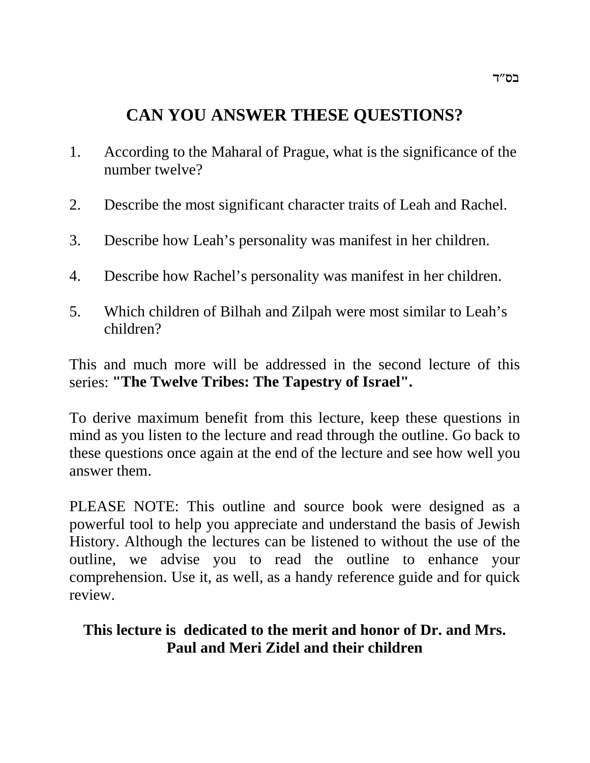בס"ד

# CAN YOU ANSWER THESE QUESTIONS?

1. According to the Maharal of Prague, what is the significance of the number twelve?

2. Describe the most significant character traits of Leah and Rachel.

3. Describe how Leah's personality was manifest in her children.

4. Describe how Rachel's personality was manifest in her children.

5. Which children of Bilhah and Zilpah were most similar to Leah's children?

This and much more will be addressed in the second lecture of this series: **"The Twelve Tribes: The Tapestry of Israel".**

To derive maximum benefit from this lecture, keep these questions in mind as you listen to the lecture and read through the outline. Go back to these questions once again at the end of the lecture and see how well you answer them.

PLEASE NOTE: This outline and source book were designed as a powerful tool to help you appreciate and understand the basis of Jewish History. Although the lectures can be listened to without the use of the outline, we advise you to read the outline to enhance your comprehension. Use it, as well, as a handy reference guide and for quick review.

**This lecture is dedicated to the merit and honor of Dr. and Mrs. Paul and Meri Zidel and their children**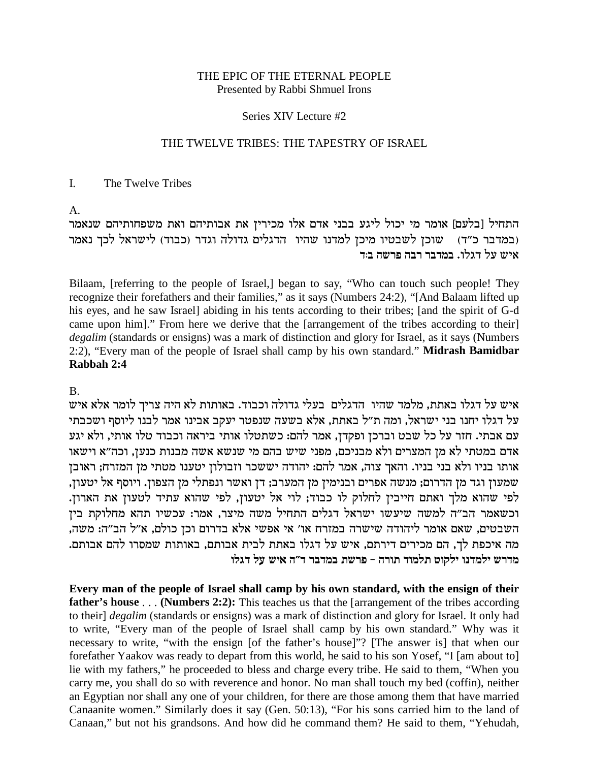THE EPIC OF THE ETERNAL PEOPLE
Presented by Rabbi Shmuel Irons

Series XIV Lecture #2

THE TWELVE TRIBES: THE TAPESTRY OF ISRAEL

I. The Twelve Tribes

A.

התחיל [בלעם] אומר מי יכול ליגע בבני אדם אלו מכירין את אבותיהם ואת משפחותיהם שנאמר (במדבר כ"ד) שוכן לשבטיו מיכן למדנו שהיו הדגלים גדולה וגדר (כבוד) לישראל לכך נאמר איש על דגלו. **במדבר רבה פרשה ב:ד**

Bilaam, [referring to the people of Israel,] began to say, "Who can touch such people! They recognize their forefathers and their families," as it says (Numbers 24:2), "[And Balaam lifted up his eyes, and he saw Israel] abiding in his tents according to their tribes; [and the spirit of G-d came upon him]." From here we derive that the [arrangement of the tribes according to their] *degalim* (standards or ensigns) was a mark of distinction and glory for Israel, as it says (Numbers 2:2), "Every man of the people of Israel shall camp by his own standard." **Midrash Bamidbar Rabbah 2:4**

B.

איש על דגלו באתת, מלמד שהיו הדגלים בעלי גדולה וכבוד. באותות לא היה צריך לומר אלא איש על דגלו יחנו בני ישראל, ומה ת"ל באתת, אלא בשעה שנפטר יעקב אבינו אמר לבנו ליוסף ושכבתי עם אבתי. חזר על כל שבט וברכן ופקדן, אמר להם: כשתטלו אותי ביראה וכבוד טלו אותי, ולא יגע אדם במטתי לא מן המצרים ולא מבניכם, מפני שיש בהם מי שנשא אשה מבנות כנען, וכה"א וישאו אותו בניו ולא בני בניו. והאך צוה, אמר להם: יהודה יששכר וזבולון יטענו מטתי מן המזרח; ראובן שמעון וגד מן הדרום; מנשה אפרים ובנימין מן המערב; דן ואשר ונפתלי מן הצפון. ויוסף אל יטעון, לפי שהוא מלך ואתם חייבין לחלוק לו כבוד; לוי אל יטעון, לפי שהוא עתיד לטעון את הארון. וכשאמר הב"ה למשה שיעשו ישראל דגלים התחיל משה מיצר, אמר: עכשיו תהא מחלוקת בין השבטים, שאם אומר ליהודה שישרה במזרח או' אי אפשי אלא בדרום וכן כולם, א"ל הב"ה: משה, מה איכפת לך, הם מכירים דירתם, איש על דגלו באתת לבית אבותם, באותות שמסרו להם אבותם. **מדרש ילמדנו ילקוט תלמוד תורה - פרשת במדבר ד"ה איש על דגלו**

**Every man of the people of Israel shall camp by his own standard, with the ensign of their father's house . . . (Numbers 2:2):** This teaches us that the [arrangement of the tribes according to their] *degalim* (standards or ensigns) was a mark of distinction and glory for Israel. It only had to write, "Every man of the people of Israel shall camp by his own standard." Why was it necessary to write, "with the ensign [of the father's house]"? [The answer is] that when our forefather Yaakov was ready to depart from this world, he said to his son Yosef, "I [am about to] lie with my fathers," he proceeded to bless and charge every tribe. He said to them, "When you carry me, you shall do so with reverence and honor. No man shall touch my bed (coffin), neither an Egyptian nor shall any one of your children, for there are those among them that have married Canaanite women." Similarly does it say (Gen. 50:13), "For his sons carried him to the land of Canaan," but not his grandsons. And how did he command them? He said to them, "Yehudah,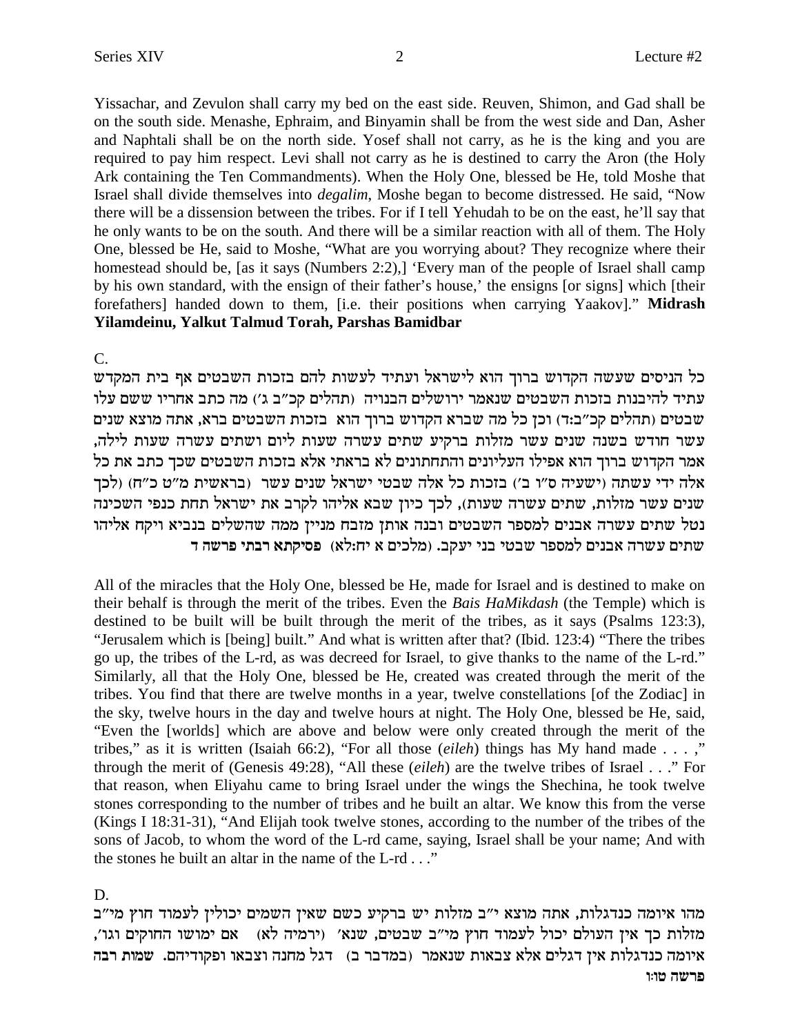Yissachar, and Zevulon shall carry my bed on the east side. Reuven, Shimon, and Gad shall be on the south side. Menashe, Ephraim, and Binyamin shall be from the west side and Dan, Asher and Naphtali shall be on the north side. Yosef shall not carry, as he is the king and you are required to pay him respect. Levi shall not carry as he is destined to carry the Aron (the Holy Ark containing the Ten Commandments). When the Holy One, blessed be He, told Moshe that Israel shall divide themselves into *degalim*, Moshe began to become distressed. He said, "Now there will be a dissension between the tribes. For if I tell Yehudah to be on the east, he'll say that he only wants to be on the south. And there will be a similar reaction with all of them. The Holy One, blessed be He, said to Moshe, "What are you worrying about? They recognize where their homestead should be, [as it says (Numbers 2:2),] 'Every man of the people of Israel shall camp by his own standard, with the ensign of their father's house,' the ensigns [or signs] which [their forefathers] handed down to them, [i.e. their positions when carrying Yaakov]." **Midrash Yilamdeinu, Yalkut Talmud Torah, Parshas Bamidbar**

C.

כל הניסים שעשה הקדוש ברוך הוא לישראל ועתיד לעשות להם בזכות השבטים אף בית המקדש עתיד להיבנות בזכות השבטים שנאמר ירושלים הבנויה (תהלים קכ"ב ג') מה כתב אחריו ששם עלו שבטים (תהלים קכ"ב:ד) וכן כל מה שברא הקדוש ברוך הוא בזכות השבטים ברא, אתה מוצא שנים עשר חודש בשנה שנים עשר מזלות ברקיע שתים עשרה שעות ליום ושתים עשרה שעות לילה, אמר הקדוש ברוך הוא אפילו העליונים והתחתונים לא בראתי אלא בזכות השבטים שכך כתב את כל אלה ידי עשתה (ישעיה ס"ו ב') בזכות כל אלה שבטי ישראל שנים עשר (בראשית מ"ט כ"ח) (לכך שנים עשר מזלות, שתים עשרה שעות), לכך כיון שבא אליהו לקרב את ישראל תחת כנפי השכינה נטל שתים עשרה אבנים למספר השבטים ובנה אותן מזבח מניין ממה שהשלים בנביא ויקח אליהו שתים עשרה אבנים למספר שבטי בני יעקב. (מלכים א יח:לא) **פסיקתא רבתי פרשה ד**

All of the miracles that the Holy One, blessed be He, made for Israel and is destined to make on their behalf is through the merit of the tribes. Even the *Bais HaMikdash* (the Temple) which is destined to be built will be built through the merit of the tribes, as it says (Psalms 123:3), "Jerusalem which is [being] built." And what is written after that? (Ibid. 123:4) "There the tribes go up, the tribes of the L-rd, as was decreed for Israel, to give thanks to the name of the L-rd." Similarly, all that the Holy One, blessed be He, created was created through the merit of the tribes. You find that there are twelve months in a year, twelve constellations [of the Zodiac] in the sky, twelve hours in the day and twelve hours at night. The Holy One, blessed be He, said, "Even the [worlds] which are above and below were only created through the merit of the tribes," as it is written (Isaiah 66:2), "For all those (*eileh*) things has My hand made . . . ," through the merit of (Genesis 49:28), "All these (*eileh*) are the twelve tribes of Israel . . ." For that reason, when Eliyahu came to bring Israel under the wings the Shechina, he took twelve stones corresponding to the number of tribes and he built an altar. We know this from the verse (Kings I 18:31-31), "And Elijah took twelve stones, according to the number of the tribes of the sons of Jacob, to whom the word of the L-rd came, saying, Israel shall be your name; And with the stones he built an altar in the name of the L-rd . . ."

D.

מהו איומה כנדגלות, אתה מוצא י"ב מזלות יש ברקיע כשם שאין השמים יכולין לעמוד חוץ מי"ב מזלות כך אין העולם יכול לעמוד חוץ מי"ב שבטים, שנא' (ירמיה לא) אם ימושו החוקים וגו', איומה כנדגלות אין דגלים אלא צבאות שנאמר (במדבר ב) דגל מחנה וצבאו ופקודיהם. **שמות רבה פרשה טו:ו**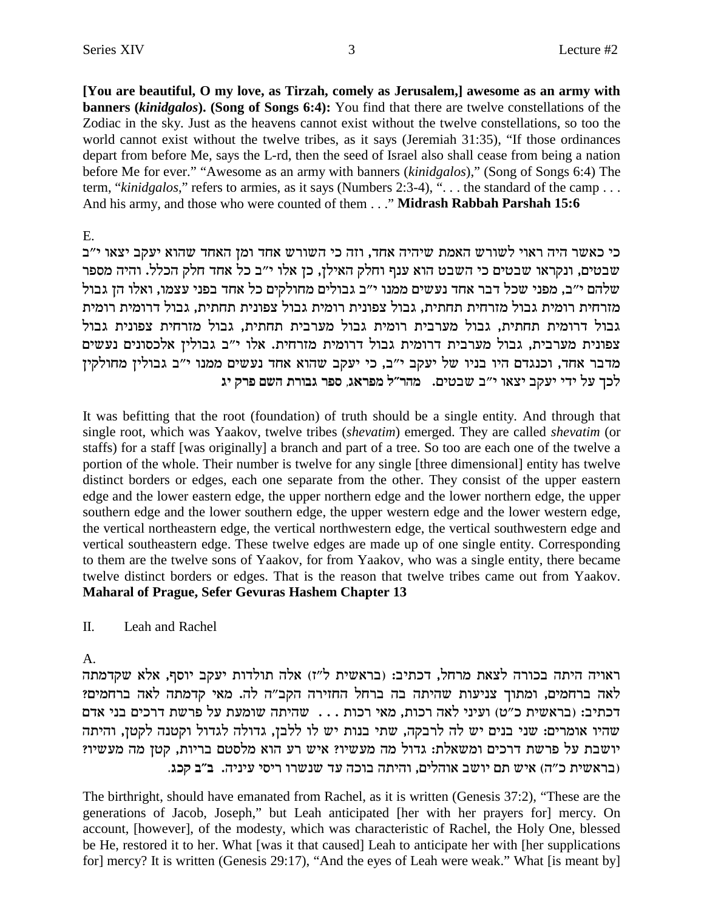**[You are beautiful, O my love, as Tirzah, comely as Jerusalem,] awesome as an army with banners (*kinidgalos*). (Song of Songs 6:4):** You find that there are twelve constellations of the Zodiac in the sky. Just as the heavens cannot exist without the twelve constellations, so too the world cannot exist without the twelve tribes, as it says (Jeremiah 31:35), "If those ordinances depart from before Me, says the L-rd, then the seed of Israel also shall cease from being a nation before Me for ever." "Awesome as an army with banners (*kinidgalos*)," (Song of Songs 6:4) The term, "*kinidgalos*," refers to armies, as it says (Numbers 2:3-4), ". . . the standard of the camp . . . And his army, and those who were counted of them . . ." **Midrash Rabbah Parshah 15:6**

E.

כי כאשר היה ראוי לשורש האמת שיהיה אחד, וזה כי השורש אחד ומן האחד שהוא יעקב יצאו י"ב שבטים, ונקראו שבטים כי השבט הוא ענף וחלק האילן, כן אלו י"ב כל אחד חלק הכלל. והיה מספר שלהם י"ב, מפני שכל דבר אחד נעשים ממנו י"ב גבולים מחולקים כל אחד בפני עצמו, ואלו הן גבול מזרחית רומית גבול מזרחית תחתית, גבול צפונית רומית גבול צפונית תחתית, גבול דרומית רומית גבול דרומית תחתית, גבול מערבית רומית גבול מערבית תחתית, גבול מזרחית צפונית גבול צפונית מערבית, גבול מערבית דרומית גבול דרומית מזרחית. אלו י"ב גבולין אלכסונים נעשים מדבר אחד, וכנגדם היו בניו של יעקב י"ב, כי יעקב שהוא אחד נעשים ממנו י"ב גבולין מחולקין לכך על ידי יעקב יצאו י"ב שבטים. **מהר"ל מפראג, ספר גבורת השם פרק יג**

It was befitting that the root (foundation) of truth should be a single entity. And through that single root, which was Yaakov, twelve tribes (*shevatim*) emerged. They are called *shevatim* (or staffs) for a staff [was originally] a branch and part of a tree. So too are each one of the twelve a portion of the whole. Their number is twelve for any single [three dimensional] entity has twelve distinct borders or edges, each one separate from the other. They consist of the upper eastern edge and the lower eastern edge, the upper northern edge and the lower northern edge, the upper southern edge and the lower southern edge, the upper western edge and the lower western edge, the vertical northeastern edge, the vertical northwestern edge, the vertical southwestern edge and vertical southeastern edge. These twelve edges are made up of one single entity. Corresponding to them are the twelve sons of Yaakov, for from Yaakov, who was a single entity, there became twelve distinct borders or edges. That is the reason that twelve tribes came out from Yaakov. **Maharal of Prague, Sefer Gevuras Hashem Chapter 13**

## II. Leah and Rachel

A.

ראויה היתה בכורה לצאת מרחל, דכתיב: (בראשית ל"ז) אלה תולדות יעקב יוסף, אלא שקדמתה לאה ברחמים, ומתוך צניעות שהיתה בה ברחל החזירה הקב"ה לה. מאי קדמתה לאה ברחמים? דכתיב: (בראשית כ"ט) ועיני לאה רכות, מאי רכות . . . שהיתה שומעת על פרשת דרכים בני אדם שהיו אומרים: שני בנים יש לה לרבקה, שתי בנות יש לו ללבן, גדולה לגדול וקטנה לקטן, והיתה יושבת על פרשת דרכים ומשאלת: גדול מה מעשיו? איש רע הוא מלסטם בריות, קטן מה מעשיו? (בראשית כ"ה) איש תם יושב אוהלים, והיתה בוכה עד שנשרו ריסי עיניה. **ב"ב קכג.**

The birthright, should have emanated from Rachel, as it is written (Genesis 37:2), "These are the generations of Jacob, Joseph," but Leah anticipated [her with her prayers for] mercy. On account, [however], of the modesty, which was characteristic of Rachel, the Holy One, blessed be He, restored it to her. What [was it that caused] Leah to anticipate her with [her supplications for] mercy? It is written (Genesis 29:17), "And the eyes of Leah were weak." What [is meant by]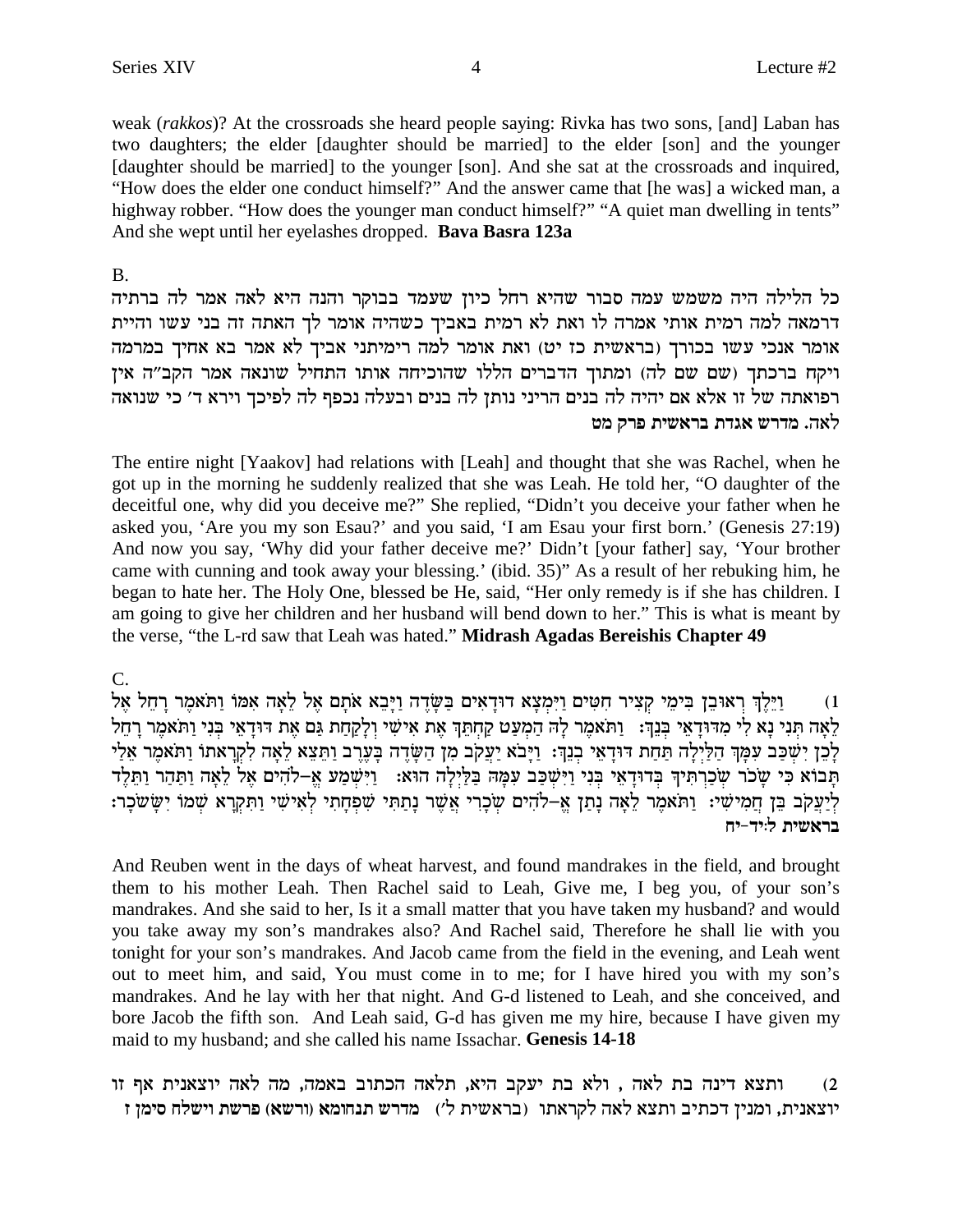weak (*rakkos*)? At the crossroads she heard people saying: Rivka has two sons, [and] Laban has two daughters; the elder [daughter should be married] to the elder [son] and the younger [daughter should be married] to the younger [son]. And she sat at the crossroads and inquired, "How does the elder one conduct himself?" And the answer came that [he was] a wicked man, a highway robber. "How does the younger man conduct himself?" "A quiet man dwelling in tents" And she wept until her eyelashes dropped. **Bava Basra 123a**

B.

כל הלילה היה משמש עמה סבור שהיא רחל כיון שעמד בבוקר והנה היא לאה אמר לה ברתיה דרמאה למה רמית אותי אמרה לו ואת לא רמית באביך כשהיה אומר לך האתה זה בני עשו והיית אומר אנכי עשו בכורך (בראשית כז יט) ואת אומר למה רימיתני אביך לא אמר בא אחיך במרמה ויקח ברכתך (שם שם לה) ומתוך הדברים הללו שהוכיחה אותו התחיל שונאה אמר הקב"ה אין רפואתה של זו אלא אם יהיה לה בנים הריני נותן לה בנים ובעלה נכפף לה לפיכך וירא ד' כי שנואה לאה. מדרש אגדת בראשית פרק מט

The entire night [Yaakov] had relations with [Leah] and thought that she was Rachel, when he got up in the morning he suddenly realized that she was Leah. He told her, "O daughter of the deceitful one, why did you deceive me?" She replied, "Didn't you deceive your father when he asked you, 'Are you my son Esau?' and you said, 'I am Esau your first born.' (Genesis 27:19) And now you say, 'Why did your father deceive me?' Didn't [your father] say, 'Your brother came with cunning and took away your blessing.' (ibid. 35)" As a result of her rebuking him, he began to hate her. The Holy One, blessed be He, said, "Her only remedy is if she has children. I am going to give her children and her husband will bend down to her." This is what is meant by the verse, "the L-rd saw that Leah was hated." **Midrash Agadas Bereishis Chapter 49**

C.

1) וַיֵּלֶךְ רְאוּבֵן בִּימֵי קְצִיר חִטִּים וַיִּמְצָא דוּדָאִים בַּשָּׂדֶה וַיָּבֵא אֹתָם אֶל לֵאָה אִמּוֹ וַתֹּאמֶר רָחֵל אֶל לֵאָה תְּנִי נָא לִי מִדּוּדָאֵי בְּנֵךְ: וַתֹּאמֶר לָהּ הַמְעַט קַחְתֵּךְ אֶת אִישִׁי וְלָקַחַת גַּם אֶת דּוּדָאֵי בְּנִי וַתֹּאמֶר רָחֵל לָכֵן יִשְׁכַּב עִמָּךְ הַלַּיְלָה תַּחַת דּוּדָאֵי בְנֵךְ: וַיָּבֹא יַעֲקֹב מִן הַשָּׂדֶה בָּעֶרֶב וַתֵּצֵא לֵאָה לִקְרָאתוֹ וַתֹּאמֶר אֵלַי תָּבוֹא כִּי שָׂכֹר שְׂכַרְתִּיךָ בְּדוּדָאֵי בְּנִי וַיִּשְׁכַּב עִמָּהּ בַּלַּיְלָה הוּא: וַיִּשְׁמַע אֱ-לֹהִים אֶל לֵאָה וַתַּהַר וַתֵּלֶד לְיַעֲקֹב בֵּן חֲמִישִׁי: וַתֹּאמֶר לֵאָה נָתַן אֱ-לֹהִים שְׂכָרִי אֲשֶׁר נָתַתִּי שִׁפְחָתִי לְאִישִׁי וַתִּקְרָא שְׁמוֹ יִשָּׂשכָר: בראשית ל:יד-יח

And Reuben went in the days of wheat harvest, and found mandrakes in the field, and brought them to his mother Leah. Then Rachel said to Leah, Give me, I beg you, of your son's mandrakes. And she said to her, Is it a small matter that you have taken my husband? and would you take away my son's mandrakes also? And Rachel said, Therefore he shall lie with you tonight for your son's mandrakes. And Jacob came from the field in the evening, and Leah went out to meet him, and said, You must come in to me; for I have hired you with my son's mandrakes. And he lay with her that night. And G-d listened to Leah, and she conceived, and bore Jacob the fifth son. And Leah said, G-d has given me my hire, because I have given my maid to my husband; and she called his name Issachar. **Genesis 14-18**

2) ותצא דינה בת לאה, ולא בת יעקב היא, תלאה הכתוב באמה, מה לאה יוצאנית אף זו יוצאנית, ומנין דכתיב ותצא לאה לקראתו (בראשית ל') מדרש תנחומא (ורשא) פרשת וישלח סימן ז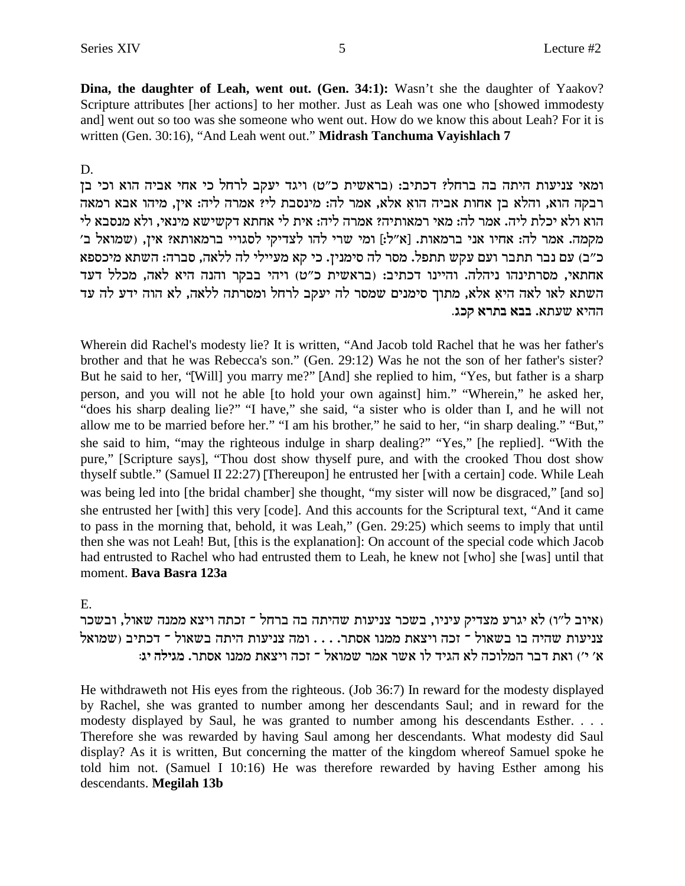**Dina, the daughter of Leah, went out. (Gen. 34:1):** Wasn't she the daughter of Yaakov? Scripture attributes [her actions] to her mother. Just as Leah was one who [showed immodesty and] went out so too was she someone who went out. How do we know this about Leah? For it is written (Gen. 30:16), "And Leah went out." **Midrash Tanchuma Vayishlach 7**

D.

ומאי צניעות היתה בה ברחל? דכתיב: (בראשית כ"ט) ויגד יעקב לרחל כי אחי אביה הוא וכי בן רבקה הוא, והלא בן אחות אביה הוא אלא, אמר לה: מינסבת לי? אמרה ליה: אין, מיהו אבא רמאה הוא ולא יכלת ליה. אמר לה: מאי רמאותיה? אמרה ליה: אית לי אחתא דקשישא מינאי, ולא מנסבא לי מקמה. אמר לה: אחיו אני ברמאות. [א"ל:] ומי שרי להו לצדיקי לסגויי ברמאותא? אין, (שמואל ב' כ"ב) עם נבר תתבר ועם עקש תתפל. מסר לה סימנין. כי קא מעיילי לה ללאה, סברה: השתא מיכספא אחתאי, מסרתינהו ניהלה. והיינו דכתיב: (בראשית כ"ט) ויהי בבקר והנה היא לאה, מכלל דעד השתא לאו לאה היא אלא, מתוך סימנים שמסר לה יעקב לרחל ומסרתה ללאה, לא הוה ידע לה עד ההיא שעתא. **בבא בתרא קכג.**

Wherein did Rachel's modesty lie? It is written, "And Jacob told Rachel that he was her father's brother and that he was Rebecca's son." (Gen. 29:12) Was he not the son of her father's sister? But he said to her, "[Will] you marry me?" [And] she replied to him, "Yes, but father is a sharp person, and you will not he able [to hold your own against] him." "Wherein," he asked her, "does his sharp dealing lie?" "I have," she said, "a sister who is older than I, and he will not allow me to be married before her." "I am his brother," he said to her, "in sharp dealing." "But," she said to him, "may the righteous indulge in sharp dealing?" "Yes," [he replied]. "With the pure," [Scripture says], "Thou dost show thyself pure, and with the crooked Thou dost show thyself subtle." (Samuel II 22:27) [Thereupon] he entrusted her [with a certain] code. While Leah was being led into [the bridal chamber] she thought, "my sister will now be disgraced," [and so] she entrusted her [with] this very [code]. And this accounts for the Scriptural text, "And it came to pass in the morning that, behold, it was Leah," (Gen. 29:25) which seems to imply that until then she was not Leah! But, [this is the explanation]: On account of the special code which Jacob had entrusted to Rachel who had entrusted them to Leah, he knew not [who] she [was] until that moment. **Bava Basra 123a**

E.

(איוב ל"ו) לא יגרע מצדיק עיניו, בשכר צניעות שהיתה בה ברחל - זכתה ויצא ממנה שאול, ובשכר צניעות שהיה בו בשאול - זכה ויצאת ממנו אסתר. . . . ומה צניעות היתה בשאול - דכתיב (שמואל א' י') ואת דבר המלוכה לא הגיד לו אשר אמר שמואל - זכה ויצאת ממנו אסתר. **מגילה יג:**

He withdraweth not His eyes from the righteous. (Job 36:7) In reward for the modesty displayed by Rachel, she was granted to number among her descendants Saul; and in reward for the modesty displayed by Saul, he was granted to number among his descendants Esther. . . . Therefore she was rewarded by having Saul among her descendants. What modesty did Saul display? As it is written, But concerning the matter of the kingdom whereof Samuel spoke he told him not. (Samuel I 10:16) He was therefore rewarded by having Esther among his descendants. **Megilah 13b**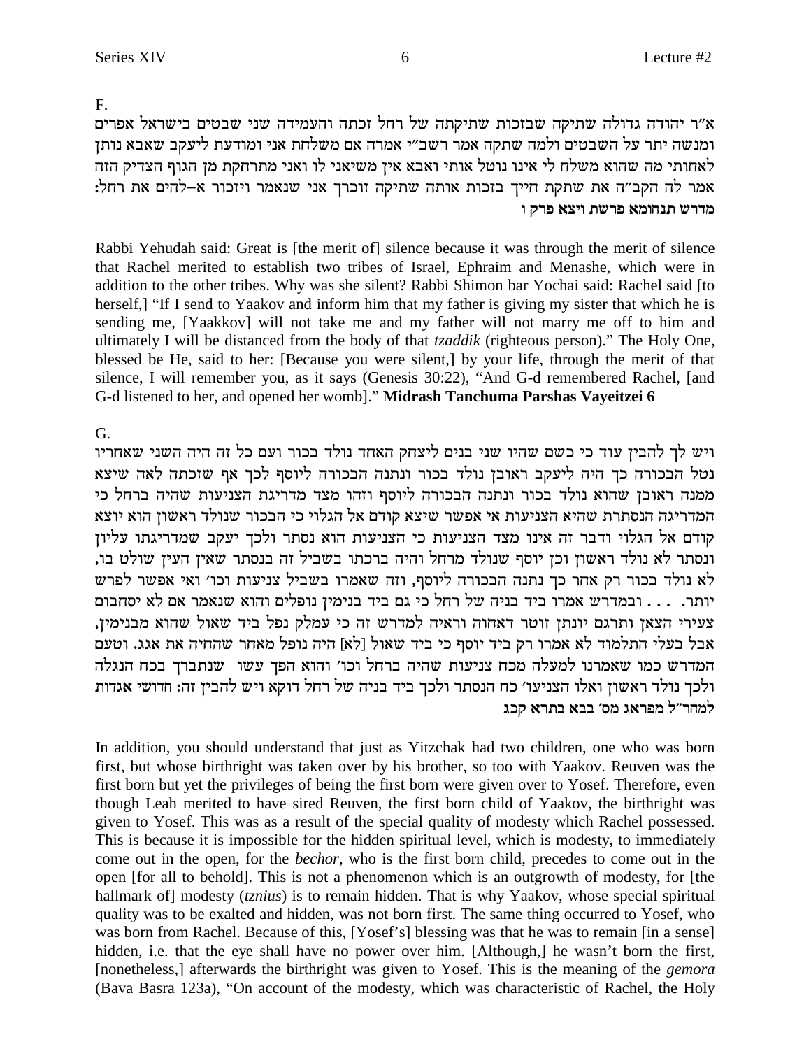F.

א"ר יהודה גדולה שתיקה שבזכות שתיקתה של רחל זכתה והעמידה שני שבטים בישראל אפרים ומנשה יתר על השבטים ולמה שתקה אמר רשב"י אמרה אם משלחת אני ומודעת ליעקב שאבא נותן לאחותי מה שהוא משלח לי אינו נוטל אותי ואבא אין משיאני לו ואני מתרחקת מן הגוף הצדיק הזה אמר לה הקב"ה את שתקת חייך בזכות אותה שתיקה זוכרך אני שנאמר ויזכור א–להים את רחל:
**מדרש תנחומא פרשת ויצא פרק ו**

Rabbi Yehudah said: Great is [the merit of] silence because it was through the merit of silence that Rachel merited to establish two tribes of Israel, Ephraim and Menashe, which were in addition to the other tribes. Why was she silent? Rabbi Shimon bar Yochai said: Rachel said [to herself,] "If I send to Yaakov and inform him that my father is giving my sister that which he is sending me, [Yaakkov] will not take me and my father will not marry me off to him and ultimately I will be distanced from the body of that *tzaddik* (righteous person)." The Holy One, blessed be He, said to her: [Because you were silent,] by your life, through the merit of that silence, I will remember you, as it says (Genesis 30:22), "And G-d remembered Rachel, [and G-d listened to her, and opened her womb]." **Midrash Tanchuma Parshas Vayeitzei 6**

G.

ויש לך להבין עוד כי כשם שהיו שני בנים ליצחק האחד נולד בכור ועם כל זה היה השני שאחריו נטל הבכורה כך היה ליעקב ראובן נולד בכור ונתנה הבכורה ליוסף לכך אף שזכתה לאה שיצא ממנה ראובן שהוא נולד בכור ונתנה הבכורה ליוסף וזהו מצד מדריגת הצניעות שהיה ברחל כי המדריגה הנסתרת שהיא הצניעות אי אפשר שיצא קודם אל הגלוי כי הבכור שנולד ראשון הוא יוצא קודם אל הגלוי ודבר זה אינו מצד הצניעות כי הצניעות הוא נסתר ולכך יעקב שמדריגתו עליון ונסתר לא נולד ראשון וכן יוסף שנולד מרחל והיה ברכתו בשביל זה בנסתר שאין העין שולט בו, לא נולד בכור רק אחר כך נתנה הבכורה ליוסף, וזה שאמרו בשביל צניעות וכו' ואי אפשר לפרש יותר. . . . ובמדרש אמרו ביד בניה של רחל כי גם ביד בנימין נופלים והוא שנאמר אם לא יסחבום צעירי הצאן ותרגם יונתן זוטר דאחוה וראיה למדרש זה כי עמלק נפל ביד שאול שהוא מבנימין, אבל בעלי התלמוד לא אמרו רק ביד יוסף כי ביד שאול [לא] היה נופל מאחר שהחיה את אגג. וטעם המדרש כמו שאמרנו למעלה מכח צניעות שהיה ברחל וכו' והוא הפך עשו שנתברך בכח הנגלה ולכך נולד ראשון ואלו הצניעו' כח הנסתר ולכך ביד בניה של רחל דוקא ויש להבין זה: **חדושי אגדות למהר"ל מפראג מס' בבא בתרא קכג**

In addition, you should understand that just as Yitzchak had two children, one who was born first, but whose birthright was taken over by his brother, so too with Yaakov. Reuven was the first born but yet the privileges of being the first born were given over to Yosef. Therefore, even though Leah merited to have sired Reuven, the first born child of Yaakov, the birthright was given to Yosef. This was as a result of the special quality of modesty which Rachel possessed. This is because it is impossible for the hidden spiritual level, which is modesty, to immediately come out in the open, for the *bechor*, who is the first born child, precedes to come out in the open [for all to behold]. This is not a phenomenon which is an outgrowth of modesty, for [the hallmark of] modesty (*tznius*) is to remain hidden. That is why Yaakov, whose special spiritual quality was to be exalted and hidden, was not born first. The same thing occurred to Yosef, who was born from Rachel. Because of this, [Yosef's] blessing was that he was to remain [in a sense] hidden, i.e. that the eye shall have no power over him. [Although,] he wasn't born the first, [nonetheless,] afterwards the birthright was given to Yosef. This is the meaning of the *gemora* (Bava Basra 123a), "On account of the modesty, which was characteristic of Rachel, the Holy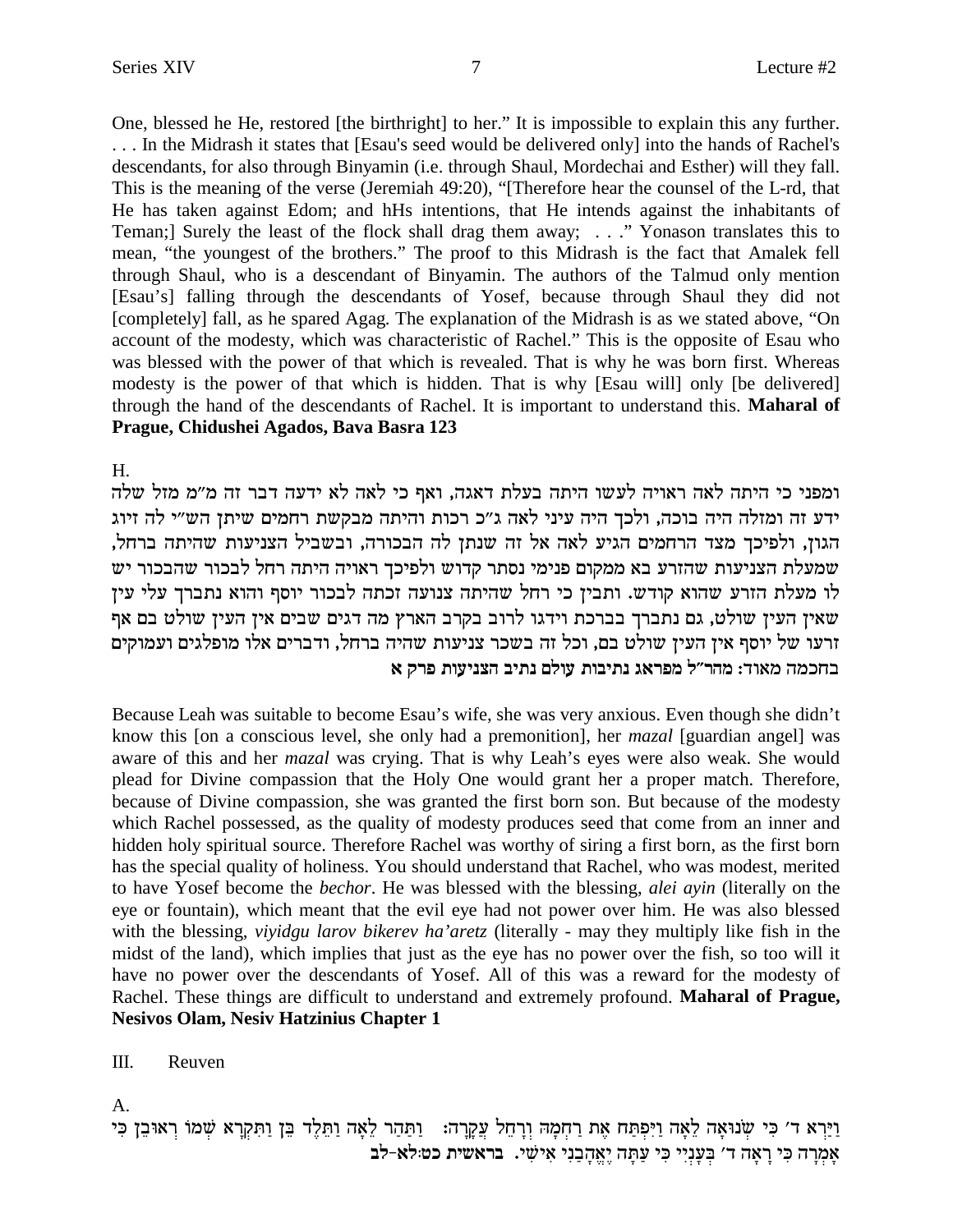One, blessed he He, restored [the birthright] to her." It is impossible to explain this any further. . . . In the Midrash it states that [Esau's seed would be delivered only] into the hands of Rachel's descendants, for also through Binyamin (i.e. through Shaul, Mordechai and Esther) will they fall. This is the meaning of the verse (Jeremiah 49:20), "[Therefore hear the counsel of the L-rd, that He has taken against Edom; and hHs intentions, that He intends against the inhabitants of Teman;] Surely the least of the flock shall drag them away; . . ." Yonason translates this to mean, "the youngest of the brothers." The proof to this Midrash is the fact that Amalek fell through Shaul, who is a descendant of Binyamin. The authors of the Talmud only mention [Esau's] falling through the descendants of Yosef, because through Shaul they did not [completely] fall, as he spared Agag. The explanation of the Midrash is as we stated above, "On account of the modesty, which was characteristic of Rachel." This is the opposite of Esau who was blessed with the power of that which is revealed. That is why he was born first. Whereas modesty is the power of that which is hidden. That is why [Esau will] only [be delivered] through the hand of the descendants of Rachel. It is important to understand this. **Maharal of Prague, Chidushei Agados, Bava Basra 123**

H.

ומפני כי היתה לאה ראויה לעשו היתה בעלת דאגה, ואף כי לאה לא ידעה דבר זה מ"מ מזל שלה ידע זה ומזלה היה בוכה, ולכך היה עיני לאה ג"כ רכות והיתה מבקשת רחמים שיתן השי"ת לה זיווג הגון, ולפיכך מצד הרחמים הגיע לאה אל זה שנתן לה הבכורה, ובשביל הצניעות שהיתה ברחל, שמעלת הצניעות שהזרע בא ממקום פנימי נסתר קדוש ולפיכך ראויה היתה רחל לבכור שהבכור יש לו מעלת הזרע שהוא קודש. ותבין כי רחל שהיתה צנועה זכתה לבכור יוסף והוא נתברך עלי עין שאין העין שולט, גם נתברך בברכת וידגו לרוב בקרב הארץ מה דגים שבים אין העין שולט בם אף זרעו של יוסף אין העין שולט בם, וכל זה בשכר צניעות שהיה ברחל, ודברים אלו מופלגים ועמוקים בחכמה מאוד: **מהר"ל מפראג נתיבות עולם נתיב הצניעות פרק א**

Because Leah was suitable to become Esau's wife, she was very anxious. Even though she didn't know this [on a conscious level, she only had a premonition], her *mazal* [guardian angel] was aware of this and her *mazal* was crying. That is why Leah's eyes were also weak. She would plead for Divine compassion that the Holy One would grant her a proper match. Therefore, because of Divine compassion, she was granted the first born son. But because of the modesty which Rachel possessed, as the quality of modesty produces seed that come from an inner and hidden holy spiritual source. Therefore Rachel was worthy of siring a first born, as the first born has the special quality of holiness. You should understand that Rachel, who was modest, merited to have Yosef become the *bechor*. He was blessed with the blessing, *alei ayin* (literally on the eye or fountain), which meant that the evil eye had not power over him. He was also blessed with the blessing, *viyidgu larov bikerev ha'aretz* (literally - may they multiply like fish in the midst of the land), which implies that just as the eye has no power over the fish, so too will it have no power over the descendants of Yosef. All of this was a reward for the modesty of Rachel. These things are difficult to understand and extremely profound. **Maharal of Prague, Nesivos Olam, Nesiv Hatzinius Chapter 1**

III. Reuven

A.

וַיַּרְא ד' כִּי שְׂנוּאָה לֵאָה וַיִּפְתַּח אֶת רַחְמָהּ וְרָחֵל עֲקָרָה: וַתַּהַר לֵאָה וַתֵּלֶד בֵּן וַתִּקְרָא שְׁמוֹ רְאוּבֵן כִּי אָמְרָה כִּי רָאָה ד' בְּעָנְיִי כִּי עַתָּה יֶאֱהָבַנִי אִישִׁי. **בראשית כט:לא-לב**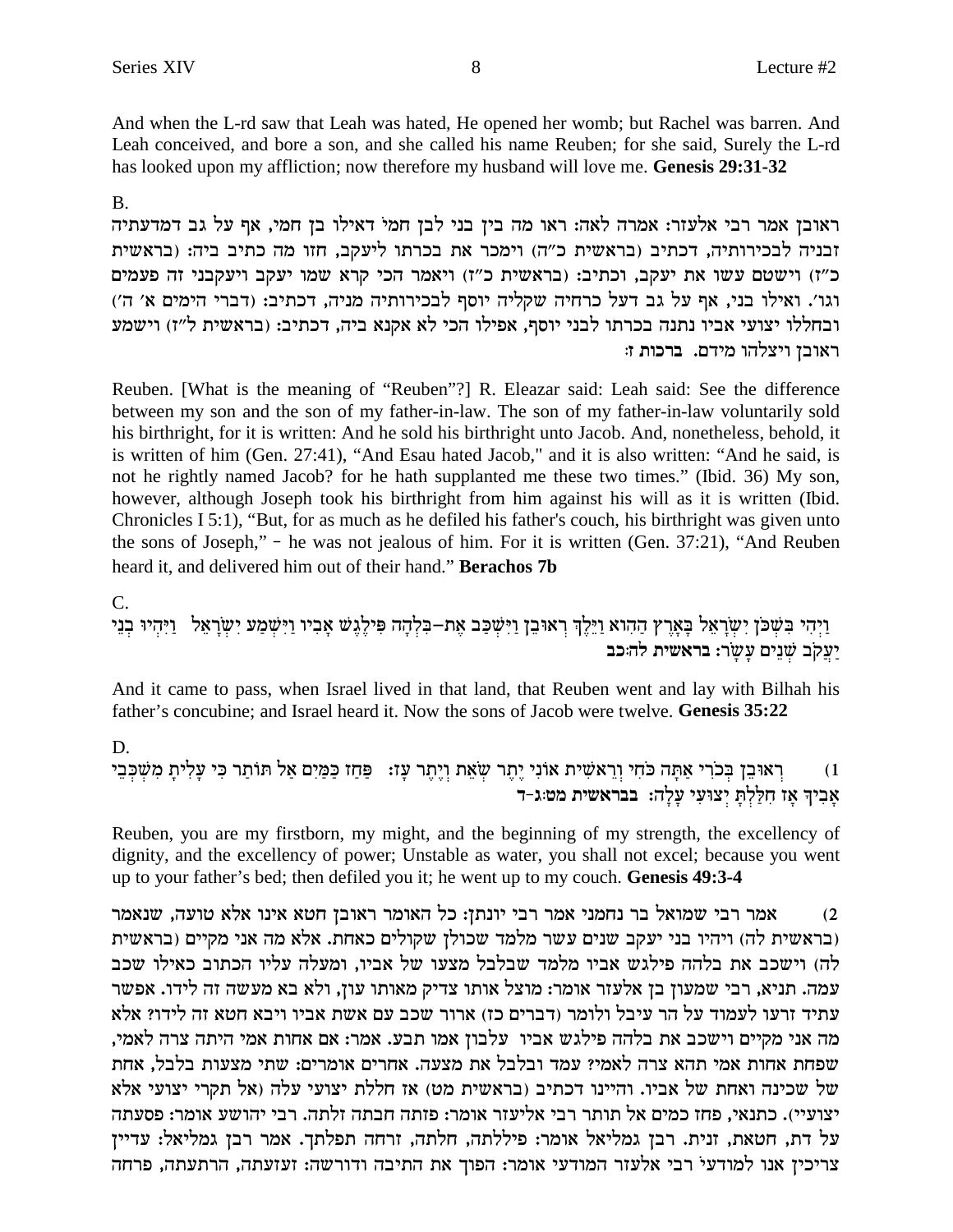And when the L-rd saw that Leah was hated, He opened her womb; but Rachel was barren. And Leah conceived, and bore a son, and she called his name Reuben; for she said, Surely the L-rd has looked upon my affliction; now therefore my husband will love me. **Genesis 29:31-32**

B.

ראובן אמר רבי אלעזר: אמרה לאה: ראו מה בין בני לבן חמי דאילו בן חמי, אף על גב דמדעתיה זבניה לבכירותיה, דכתיב (בראשית כ"ה) וימכר את בכרתו ליעקב, חזו מה כתיב ביה: (בראשית כ"ז) וישטם עשו את יעקב, וכתיב: (בראשית כ"ז) ויאמר הכי קרא שמו יעקב ויעקבני זה פעמים וגו'. ואילו בני, אף על גב דעל כרחיה שקליה יוסף לבכירותיה מניה, דכתיב: (דברי הימים א' ה') ובחללו יצועי אביו נתנה בכרתו לבני יוסף, אפילו הכי לא אקנא ביה, דכתיב: (בראשית ל"ז) וישמע ראובן ויצלהו מידם. **ברכות ז:**

Reuben. [What is the meaning of "Reuben"?] R. Eleazar said: Leah said: See the difference between my son and the son of my father-in-law. The son of my father-in-law voluntarily sold his birthright, for it is written: And he sold his birthright unto Jacob. And, nonetheless, behold, it is written of him (Gen. 27:41), "And Esau hated Jacob," and it is also written: "And he said, is not he rightly named Jacob? for he hath supplanted me these two times." (Ibid. 36) My son, however, although Joseph took his birthright from him against his will as it is written (Ibid. Chronicles I 5:1), "But, for as much as he defiled his father's couch, his birthright was given unto the sons of Joseph," - he was not jealous of him. For it is written (Gen. 37:21), "And Reuben heard it, and delivered him out of their hand." **Berachos 7b**

C.

וַיְהִי בִּשְׁכֹּן יִשְׂרָאֵל בָּאָרֶץ הַהִוא וַיֵּלֶךְ רְאוּבֵן וַיִּשְׁכַּב אֶת-בִּלְהָה פִּילֶגֶשׁ אָבִיו וַיִּשְׁמַע יִשְׂרָאֵל וַיִּהְיוּ בְנֵי יַעֲקֹב שְׁנֵים עָשָׂר: **בראשית לה:כב**

And it came to pass, when Israel lived in that land, that Reuben went and lay with Bilhah his father's concubine; and Israel heard it. Now the sons of Jacob were twelve. **Genesis 35:22**

D.

1) רְאוּבֵן בְּכֹרִי אַתָּה כֹּחִי וְרֵאשִׁית אוֹנִי יֶתֶר שְׂאֵת וְיֶתֶר עָז: פַּחַז כַּמַּיִם אַל תּוֹתַר כִּי עָלִיתָ מִשְׁכְּבֵי אָבִיךָ אָז חִלַּלְתָּ יְצוּעִי עָלָה: **בבראשית מט:ג-ד**

Reuben, you are my firstborn, my might, and the beginning of my strength, the excellency of dignity, and the excellency of power; Unstable as water, you shall not excel; because you went up to your father's bed; then defiled you it; he went up to my couch. **Genesis 49:3-4**

2) אמר רבי שמואל בר נחמני אמר רבי יונתן: כל האומר ראובן חטא אינו אלא טועה, שנאמר (בראשית לה) ויהיו בני יעקב שנים עשר מלמד שכולן שקולים כאחת. אלא מה אני מקיים (בראשית לה) וישכב את בלהה פילגש אביו מלמד שבלבל מצעו של אביו, ומעלה עליו הכתוב כאילו שכב עמה. תניא, רבי שמעון בן אלעזר אומר: מוצל אותו צדיק מאותו עון, ולא בא מעשה זה לידו. אפשר עתיד זרעו לעמוד על הר עיבל ולומר (דברים כז) ארור שכב עם אשת אביו ויבא חטא זה לידו? אלא מה אני מקיים וישכב את בלהה פילגש אביו עלבון אמו תבע. אמר: אם אחות אמי היתה צרה לאמי, שפחת אחות אמי תהא צרה לאמי? עמד ובלבל את מצעה. אחרים אומרים: שתי מצעות בלבל, אחת של שכינה ואחת של אביו. והיינו דכתיב (בראשית מט) אז חללת יצועי עלה (אל תקרי יצועי אלא יצועיי). כתנאי, פחז כמים אל תותר רבי אליעזר אומר: פזתה חבתה זלתה. רבי יהושע אומר: פסעתה על דת, חטאת, זנית. רבן גמליאל אומר: פיללתה, חלתה, זרחה תפלתך. אמר רבן גמליאל: עדיין צריכין אנו למודעי רבי אלעזר המודעי אומר: הפוך את התיבה ודורשה: זעזעתה, הרתעתה, פרחה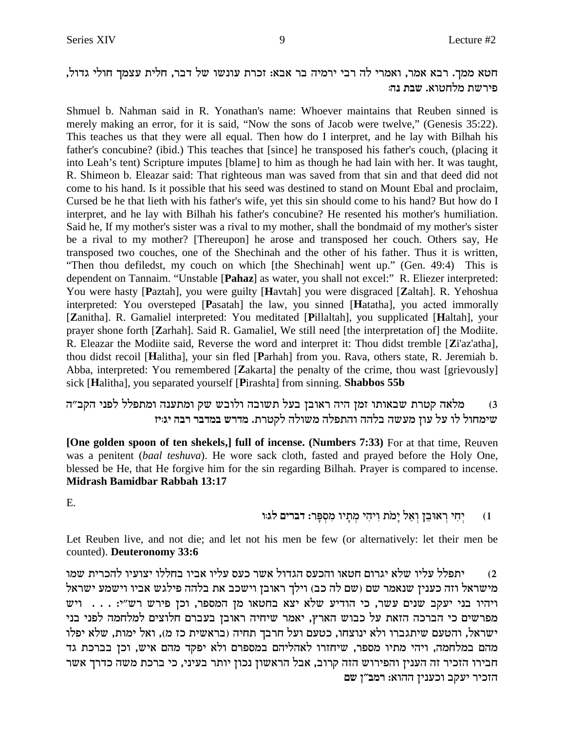חטא ממך. רבא אמר, ואמרי לה רבי ירמיה בר אבא: זכרת עונשו של דבר, חלית עצמך חולי גדול, פירשת מלחטוא. שבת נה:

Shmuel b. Nahman said in R. Yonathan's name: Whoever maintains that Reuben sinned is merely making an error, for it is said, "Now the sons of Jacob were twelve," (Genesis 35:22). This teaches us that they were all equal. Then how do I interpret, and he lay with Bilhah his father's concubine? (ibid.) This teaches that [since] he transposed his father's couch, (placing it into Leah's tent) Scripture imputes [blame] to him as though he had lain with her. It was taught, R. Shimeon b. Eleazar said: That righteous man was saved from that sin and that deed did not come to his hand. Is it possible that his seed was destined to stand on Mount Ebal and proclaim, Cursed be he that lieth with his father's wife, yet this sin should come to his hand? But how do I interpret, and he lay with Bilhah his father's concubine? He resented his mother's humiliation. Said he, If my mother's sister was a rival to my mother, shall the bondmaid of my mother's sister be a rival to my mother? [Thereupon] he arose and transposed her couch. Others say, He transposed two couches, one of the Shechinah and the other of his father. Thus it is written, "Then thou defiledst, my couch on which [the Shechinah] went up." (Gen. 49:4) This is dependent on Tannaim. "Unstable [**Pahaz**] as water, you shall not excel:" R. Eliezer interpreted: You were hasty [**P**aztah], you were guilty [**H**avtah] you were disgraced [**Z**altah]. R. Yehoshua interpreted: You oversteped [**P**asatah] the law, you sinned [**H**atatha], you acted immorally [**Z**anitha]. R. Gamaliel interpreted: You meditated [**P**illaltah], you supplicated [**H**altah], your prayer shone forth [**Z**arhah]. Said R. Gamaliel, We still need [the interpretation of] the Modiite. R. Eleazar the Modiite said, Reverse the word and interpret it: Thou didst tremble [**Z**i'az'atha], thou didst recoil [**H**alitha], your sin fled [**P**arhah] from you. Rava, others state, R. Jeremiah b. Abba, interpreted: You remembered [**Z**akarta] the penalty of the crime, thou wast [grievously] sick [**H**alitha], you separated yourself [**P**irashta] from sinning. **Shabbos 55b**

3) מלאה קטרת שבאותו זמן היה ראובן בעל תשובה ולובש שק ומתענה ומתפלל לפני הקב"ה שימחול לו על עון מעשה בלהה והתפלה משולה לקטרת. מדרש במדבר רבה יג:יז

**[One golden spoon of ten shekels,] full of incense. (Numbers 7:33)** For at that time, Reuven was a penitent (*baal teshuva*). He wore sack cloth, fasted and prayed before the Holy One, blessed be He, that He forgive him for the sin regarding Bilhah. Prayer is compared to incense. **Midrash Bamidbar Rabbah 13:17**

E.

1) יְחִי רְאוּבֵן וְאַל יָמֹת וִיהִי מְתָיו מִסְפָּר: דברים לג:ו

Let Reuben live, and not die; and let not his men be few (or alternatively: let their men be counted). **Deuteronomy 33:6**

2) יתפלל עליו שלא יגרום חטאו והכעס הגדול אשר כעס עליו אביו בחללו יצועיו להכרית שמו מישראל וזה כענין שנאמר שם (שם לה כב) וילך ראובן וישכב את בלהה פילגש אביו וישמע ישראל ויהיו בני יעקב שנים עשר, כי הודיע שלא יצא בחטאו מן המספר, וכן פירש רש"י: . . . ויש מפרשים כי הברכה הזאת על כבוש הארץ, יאמר שיחיה ראובן בעברם חלוצים למלחמה לפני בני ישראל, והטעם שיתגברו ולא ינוצחו, כטעם ועל חרבך תחיה (בראשית כז מ), ואל ימות, שלא יפלו מהם במלחמה, ויהי מתיו מספר, שיחזרו לאהליהם במספרם ולא יפקד מהם איש, וכן בברכת גד חבירו הזכיר זה הענין והפירוש הזה קרוב, אבל הראשון נכון יותר בעיני, כי ברכת משה כדרך אשר הזכיר יעקב וכענין ההוא: רמב"ן שם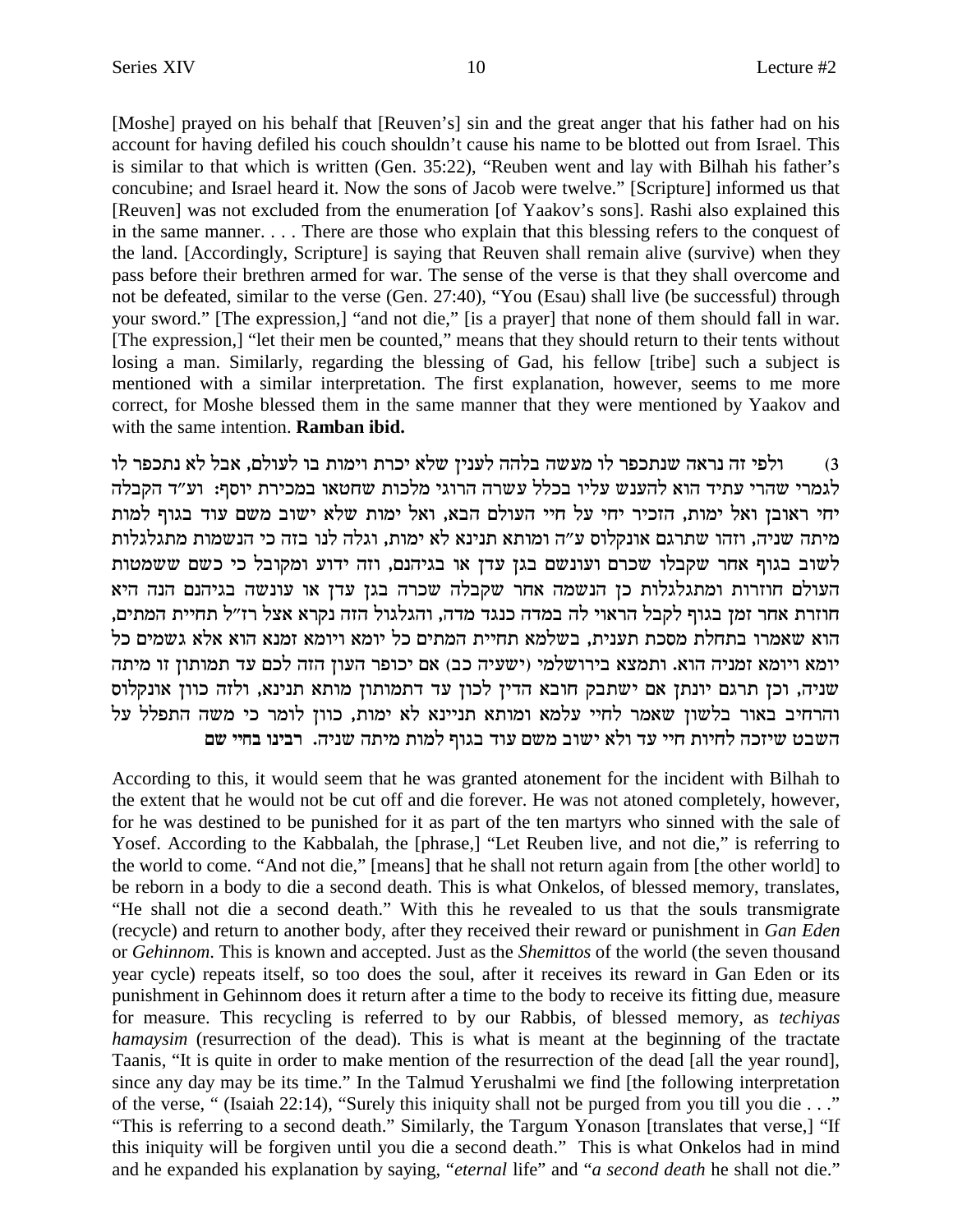[Moshe] prayed on his behalf that [Reuven's] sin and the great anger that his father had on his account for having defiled his couch shouldn't cause his name to be blotted out from Israel. This is similar to that which is written (Gen. 35:22), "Reuben went and lay with Bilhah his father's concubine; and Israel heard it. Now the sons of Jacob were twelve." [Scripture] informed us that [Reuven] was not excluded from the enumeration [of Yaakov's sons]. Rashi also explained this in the same manner. . . . There are those who explain that this blessing refers to the conquest of the land. [Accordingly, Scripture] is saying that Reuven shall remain alive (survive) when they pass before their brethren armed for war. The sense of the verse is that they shall overcome and not be defeated, similar to the verse (Gen. 27:40), "You (Esau) shall live (be successful) through your sword." [The expression,] "and not die," [is a prayer] that none of them should fall in war. [The expression,] "let their men be counted," means that they should return to their tents without losing a man. Similarly, regarding the blessing of Gad, his fellow [tribe] such a subject is mentioned with a similar interpretation. The first explanation, however, seems to me more correct, for Moshe blessed them in the same manner that they were mentioned by Yaakov and with the same intention. **Ramban ibid.**

3) ולפי זה נראה שנתכפר לו מעשה בלהה לענין שלא יכרת וימות בו לעולם, אבל לא נתכפר לו לגמרי שהרי עתיד הוא להענש עליו בכלל עשרה הרוגי מלכות שחטאו במכירת יוסף: וע"ד הקבלה יחי ראובן ואל ימות, הזכיר יחי על חיי העולם הבא, ואל ימות שלא ישוב משם עוד בגוף למות מיתה שניה, וזהו שתרגם אונקלוס ע"ה ומותא תנינא לא ימות, וגלה לנו בזה כי הנשמות מתגלגלות לשוב בגוף אחר שקבלו שכרם ועונשם בגן עדן או בגיהנם, וזה ידוע ומקובל כי כשם ששמטות העולם חוזרות ומתגלגלות כן הנשמה אחר שקבלה שכרה בגן עדן או עונשה בגיהנם הנה היא חוזרת אחר זמן בגוף לקבל הראוי לה במדה כנגד מדה, והגלגול הזה נקרא אצל רז"ל תחיית המתים, הוא שאמרו בתחלת מסכת תענית, בשלמא תחיית המתים כל יומא ויומא זמנא הוא אלא גשמים כל יומא ויומא זמניה הוא. ותמצא בירושלמי (ישעיה כב) אם יכופר העון הזה לכם עד תמותון זו מיתה שניה, וכן תרגם יונתן אם ישתבק חובא הדין לכון עד דתמותון מותא תנינא, ולזה כוון אונקלוס והרחיב באור בלשון שאמר לחיי עלמא ומותא תניינא לא ימות, כוון לומר כי משה התפלל על השבט שיזכה לחיות חיי עד ולא ישוב משם עוד בגוף למות מיתה שניה. **רבינו בחיי שם**

According to this, it would seem that he was granted atonement for the incident with Bilhah to the extent that he would not be cut off and die forever. He was not atoned completely, however, for he was destined to be punished for it as part of the ten martyrs who sinned with the sale of Yosef. According to the Kabbalah, the [phrase,] "Let Reuben live, and not die," is referring to the world to come. "And not die," [means] that he shall not return again from [the other world] to be reborn in a body to die a second death. This is what Onkelos, of blessed memory, translates, "He shall not die a second death." With this he revealed to us that the souls transmigrate (recycle) and return to another body, after they received their reward or punishment in *Gan Eden* or *Gehinnom*. This is known and accepted. Just as the *Shemittos* of the world (the seven thousand year cycle) repeats itself, so too does the soul, after it receives its reward in Gan Eden or its punishment in Gehinnom does it return after a time to the body to receive its fitting due, measure for measure. This recycling is referred to by our Rabbis, of blessed memory, as *techiyas hamaysim* (resurrection of the dead). This is what is meant at the beginning of the tractate Taanis, "It is quite in order to make mention of the resurrection of the dead [all the year round], since any day may be its time." In the Talmud Yerushalmi we find [the following interpretation of the verse, " (Isaiah 22:14), "Surely this iniquity shall not be purged from you till you die . . ." "This is referring to a second death." Similarly, the Targum Yonason [translates that verse,] "If this iniquity will be forgiven until you die a second death." This is what Onkelos had in mind and he expanded his explanation by saying, "*eternal* life" and "*a second death* he shall not die."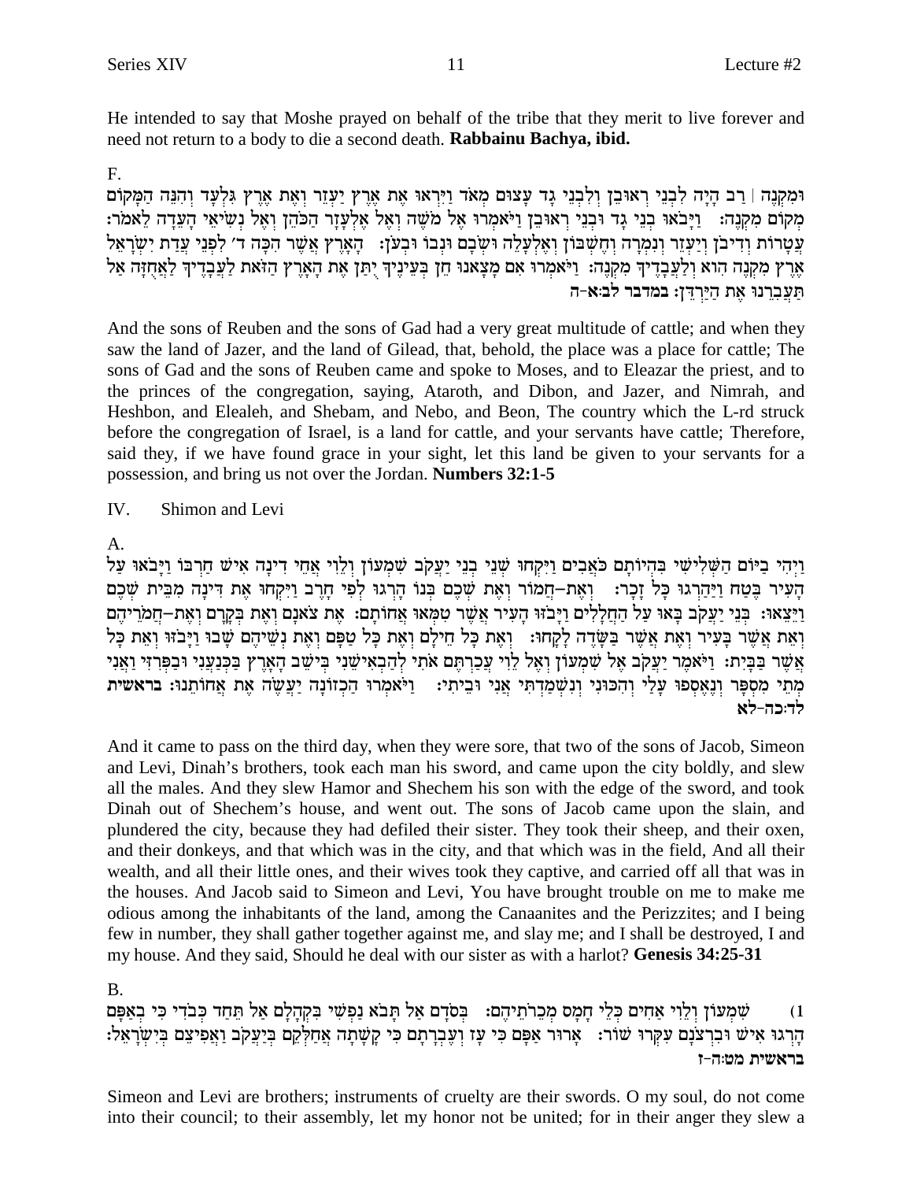He intended to say that Moshe prayed on behalf of the tribe that they merit to live forever and need not return to a body to die a second death. **Rabbainu Bachya, ibid.**

F.

וּמִקְנֶה | רַב הָיָה לִבְנֵי רְאוּבֵן וְלִבְנֵי גָד עָצוּם מְאֹד וַיִּרְאוּ אֶת אֶרֶץ יַעְזֵר וְאֶת אֶרֶץ גִּלְעָד וְהִנֵּה הַמָּקוֹם מְקוֹם מִקְנֶה: וַיָּבֹאוּ בְנֵי גָד וּבְנֵי רְאוּבֵן וַיֹּאמְרוּ אֶל מֹשֶׁה וְאֶל אֶלְעָזָר הַכֹּהֵן וְאֶל נְשִׂיאֵי הָעֵדָה לֵאמֹר: עֲטָרוֹת וְדִיבֹן וְיַעְזֵר וְנִמְרָה וְחֶשְׁבּוֹן וְאֶלְעָלֵה וּשְׂבָם וּנְבוֹ וּבְעֹן: הָאָרֶץ אֲשֶׁר הִכָּה ד׳ לִפְנֵי עֲדַת יִשְׂרָאֵל אֶרֶץ מִקְנֶה הִוא וְלַעֲבָדֶיךָ מִקְנֶה: וַיֹּאמְרוּ אִם מָצָאנוּ חֵן בְּעֵינֶיךָ יֻתַּן אֶת הָאָרֶץ הַזֹּאת לַעֲבָדֶיךָ לַאֲחֻזָּה אַל תַּעֲבִרֵנוּ אֶת הַיַּרְדֵּן: **במדבר לב:א-ה**

And the sons of Reuben and the sons of Gad had a very great multitude of cattle; and when they saw the land of Jazer, and the land of Gilead, that, behold, the place was a place for cattle; The sons of Gad and the sons of Reuben came and spoke to Moses, and to Eleazar the priest, and to the princes of the congregation, saying, Ataroth, and Dibon, and Jazer, and Nimrah, and Heshbon, and Elealeh, and Shebam, and Nebo, and Beon, The country which the L-rd struck before the congregation of Israel, is a land for cattle, and your servants have cattle; Therefore, said they, if we have found grace in your sight, let this land be given to your servants for a possession, and bring us not over the Jordan. **Numbers 32:1-5**

## IV. Shimon and Levi

A.

וַיְהִי בַיּוֹם הַשְּׁלִישִׁי בִּהְיוֹתָם כֹּאֲבִים וַיִּקְחוּ שְׁנֵי בְנֵי יַעֲקֹב שִׁמְעוֹן וְלֵוִי אֲחֵי דִינָה אִישׁ חַרְבּוֹ וַיָּבֹאוּ עַל הָעִיר בֶּטַח וַיַּהַרְגוּ כָּל זָכָר: וְאֶת–חֲמוֹר וְאֶת שְׁכֶם בְּנוֹ הָרְגוּ לְפִי חָרֶב וַיִּקְחוּ אֶת דִּינָה מִבֵּית שְׁכֶם וַיֵּצֵאוּ: בְּנֵי יַעֲקֹב בָּאוּ עַל הַחֲלָלִים וַיָּבֹזּוּ הָעִיר אֲשֶׁר טִמְּאוּ אֲחוֹתָם: אֶת צֹאנָם וְאֶת בְּקָרָם וְאֶת–חֲמֹרֵיהֶם וְאֵת אֲשֶׁר בָּעִיר וְאֶת אֲשֶׁר בַּשָּׂדֶה לָקָחוּ: וְאֶת כָּל חֵילָם וְאֶת כָּל טַפָּם וְאֶת נְשֵׁיהֶם שָׁבוּ וַיָּבֹזּוּ וְאֵת כָּל אֲשֶׁר בַּבָּיִת: וַיֹּאמֶר יַעֲקֹב אֶל שִׁמְעוֹן וְאֶל לֵוִי עֲכַרְתֶּם אֹתִי לְהַבְאִישֵׁנִי בְּיֹשֵׁב הָאָרֶץ בַּכְּנַעֲנִי וּבַפְּרִזִּי וַאֲנִי מְתֵי מִסְפָּר וְנֶאֶסְפוּ עָלַי וְהִכּוּנִי וְנִשְׁמַדְתִּי אֲנִי וּבֵיתִי: וַיֹּאמְרוּ הַכְזוֹנָה יַעֲשֶׂה אֶת אֲחוֹתֵנוּ: **בראשית לד:כה-לא**

And it came to pass on the third day, when they were sore, that two of the sons of Jacob, Simeon and Levi, Dinah's brothers, took each man his sword, and came upon the city boldly, and slew all the males. And they slew Hamor and Shechem his son with the edge of the sword, and took Dinah out of Shechem's house, and went out. The sons of Jacob came upon the slain, and plundered the city, because they had defiled their sister. They took their sheep, and their oxen, and their donkeys, and that which was in the city, and that which was in the field, And all their wealth, and all their little ones, and their wives took they captive, and carried off all that was in the houses. And Jacob said to Simeon and Levi, You have brought trouble on me to make me odious among the inhabitants of the land, among the Canaanites and the Perizzites; and I being few in number, they shall gather together against me, and slay me; and I shall be destroyed, I and my house. And they said, Should he deal with our sister as with a harlot? **Genesis 34:25-31**

B.

(1) שִׁמְעוֹן וְלֵוִי אַחִים כְּלֵי חָמָס מְכֵרֹתֵיהֶם: בְּסֹדָם אַל תָּבֹא נַפְשִׁי בִּקְהָלָם אַל תֵּחַד כְּבֹדִי כִּי בְאַפָּם הָרְגוּ אִישׁ וּבִרְצֹנָם עִקְּרוּ שׁוֹר: אָרוּר אַפָּם כִּי עָז וְעֶבְרָתָם כִּי קָשָׁתָה אֲחַלְּקֵם בְּיַעֲקֹב וַאֲפִיצֵם בְּיִשְׂרָאֵל: **בראשית מט:ה-ז**

Simeon and Levi are brothers; instruments of cruelty are their swords. O my soul, do not come into their council; to their assembly, let my honor not be united; for in their anger they slew a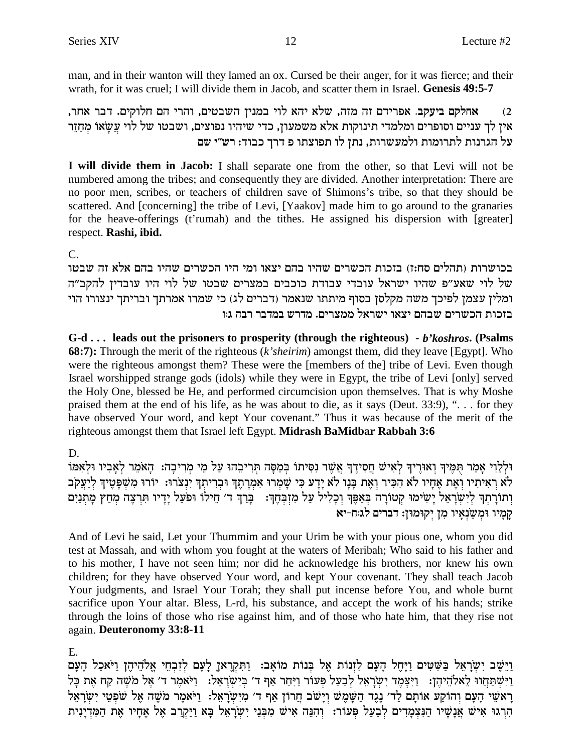man, and in their wanton will they lamed an ox. Cursed be their anger, for it was fierce; and their wrath, for it was cruel; I will divide them in Jacob, and scatter them in Israel. **Genesis 49:5-7**

2) **אחלקם ביעקב**. אפרידם זה מזה, שלא יהא לוי במנין השבטים, והרי הם חלוקים. דבר אחר, אין לך עניים וסופרים ומלמדי תינוקות אלא משמעון, כדי שיהיו נפוצים, ושבטו של לוי עָשָׂאוֹ מְחַזֵּר על הגרנות לתרומות ולמעשרות, נתן לו תפוצתו פ דרך כבוד: **רש"י שם**

**I will divide them in Jacob:** I shall separate one from the other, so that Levi will not be numbered among the tribes; and consequently they are divided. Another interpretation: There are no poor men, scribes, or teachers of children save of Shimons's tribe, so that they should be scattered. And [concerning] the tribe of Levi, [Yaakov] made him to go around to the granaries for the heave-offerings (t'rumah) and the tithes. He assigned his dispersion with [greater] respect. **Rashi, ibid.**

C.

בכושרות (תהלים סח:ז) בזכות הכשרים שהיו בהם יצאו ומי היו הכשרים שהיו בהם אלא זה שבטו של לוי שאע"פ שהיו ישראל עובדי עבודת כוכבים במצרים שבטו של לוי היו עובדין להקב"ה ומלין עצמן לפיכך משה מקלסן בסוף מיתתו שנאמר (דברים לג) כי שמרו אמרתך ובריתך ינצורו הוי בזכות הכשרים שבהם יצאו ישראל ממצרים. **מדרש במדבר רבה ג:ו**

**G-d . . . leads out the prisoners to prosperity (through the righteous) -** ***b'koshros*. (Psalms 68:7):** Through the merit of the righteous (*k'sheirim*) amongst them, did they leave [Egypt]. Who were the righteous amongst them? These were the [members of the] tribe of Levi. Even though Israel worshipped strange gods (idols) while they were in Egypt, the tribe of Levi [only] served the Holy One, blessed be He, and performed circumcision upon themselves. That is why Moshe praised them at the end of his life, as he was about to die, as it says (Deut. 33:9), ". . . for they have observed Your word, and kept Your covenant." Thus it was because of the merit of the righteous amongst them that Israel left Egypt. **Midrash BaMidbar Rabbah 3:6**

D.

וּלְלֵוִי אָמַר תֻּמֶּיךָ וְאוּרֶיךָ לְאִישׁ חֲסִידֶךָ אֲשֶׁר נִסִּיתוֹ בְּמַסָּה תְּרִיבֵהוּ עַל מֵי מְרִיבָה: הָאֹמֵר לְאָבִיו וּלְאִמּוֹ לֹא רְאִיתִיו וְאֶת אֶחָיו לֹא הִכִּיר וְאֶת בָּנָו לֹא יָדָע כִּי שָׁמְרוּ אִמְרָתֶךָ וּבְרִיתְךָ יִנְצֹרוּ: יוֹרוּ מִשְׁפָּטֶיךָ לְיַעֲקֹב וְתוֹרָתְךָ לְיִשְׂרָאֵל יָשִׂימוּ קְטוֹרָה בְּאַפֶּךָ וְכָלִיל עַל מִזְבְּחֶךָ: בָּרֵךְ ד' חֵילוֹ וּפֹעַל יָדָיו תִּרְצֶה מְחַץ מָתְנַיִם קָמָיו וּמְשַׂנְאָיו מִן יְקוּמוּן: **דברים לג:ח-יא**

And of Levi he said, Let your Thummim and your Urim be with your pious one, whom you did test at Massah, and with whom you fought at the waters of Meribah; Who said to his father and to his mother, I have not seen him; nor did he acknowledge his brothers, nor knew his own children; for they have observed Your word, and kept Your covenant. They shall teach Jacob Your judgments, and Israel Your Torah; they shall put incense before You, and whole burnt sacrifice upon Your altar. Bless, L-rd, his substance, and accept the work of his hands; strike through the loins of those who rise against him, and of those who hate him, that they rise not again. **Deuteronomy 33:8-11**

E.

וַיֵּשֶׁב יִשְׂרָאֵל בַּשִּׁטִּים וַיָּחֶל הָעָם לִזְנוֹת אֶל בְּנוֹת מוֹאָב: וַתִּקְרֶאןָ לָעָם לְזִבְחֵי אֱלֹהֵיהֶן וַיֹּאכַל הָעָם וַיִּשְׁתַּחֲווּ לֵאלֹהֵיהֶן: וַיִּצָּמֶד יִשְׂרָאֵל לְבַעַל פְּעוֹר וַיִּחַר אַף ד' בְּיִשְׂרָאֵל: וַיֹּאמֶר ד' אֶל מֹשֶׁה קַח אֶת כָּל רָאשֵׁי הָעָם וְהוֹקַע אוֹתָם לַד' נֶגֶד הַשָּׁמֶשׁ וְיָשֹׁב חֲרוֹן אַף ד' מִיִּשְׂרָאֵל: וַיֹּאמֶר מֹשֶׁה אֶל שֹׁפְטֵי יִשְׂרָאֵל הִרְגוּ אִישׁ אֲנָשָׁיו הַנִּצְמָדִים לְבַעַל פְּעוֹר: וְהִנֵּה אִישׁ מִבְּנֵי יִשְׂרָאֵל בָּא וַיַּקְרֵב אֶל אֶחָיו אֶת הַמִּדְיָנִית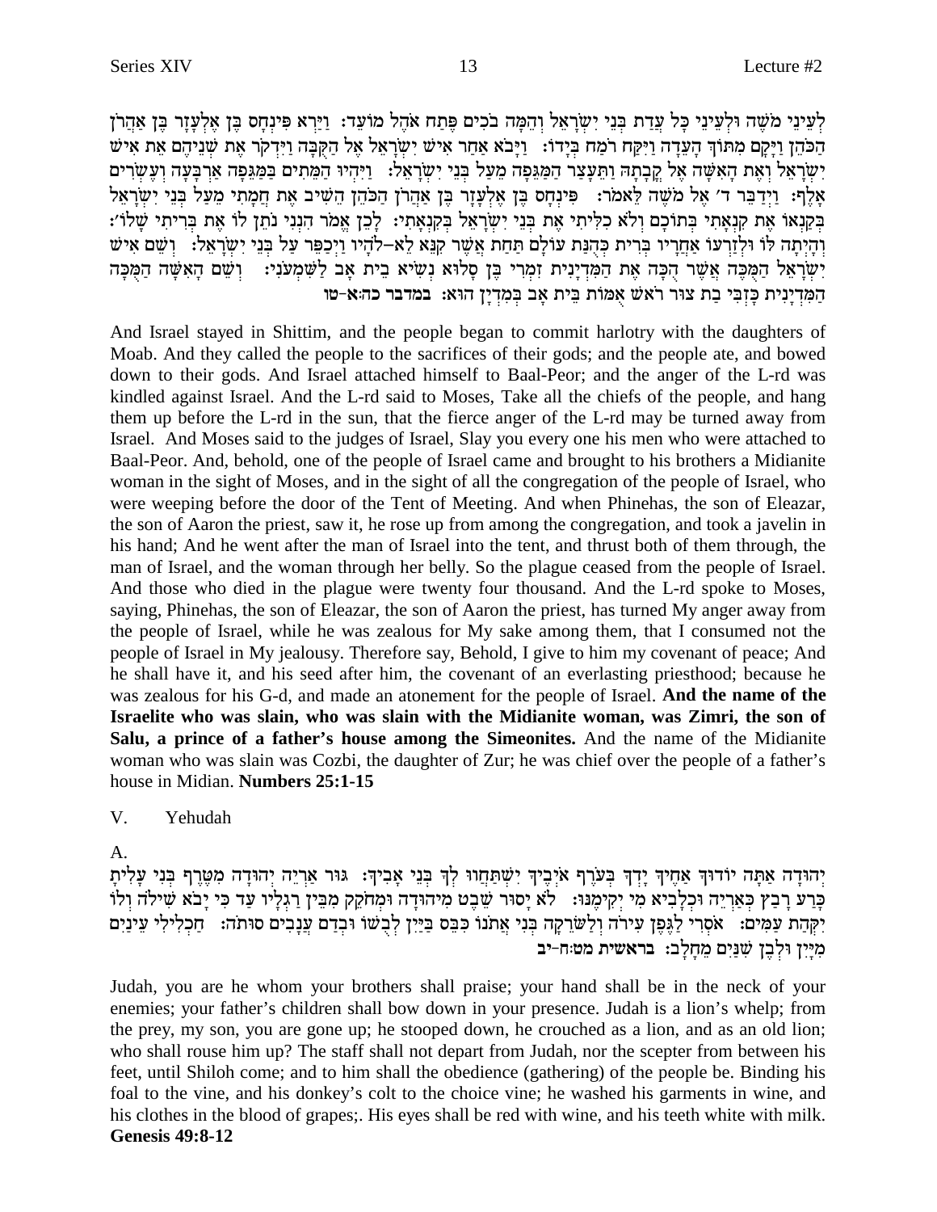לְעֵינֵי מֹשֶׁה וּלְעֵינֵי כָּל עֲדַת בְּנֵי יִשְׂרָאֵל וְהֵמָּה בֹכִים פֶּתַח אֹהֶל מוֹעֵד: וַיַּרְא פִּינְחָס בֶּן אֶלְעָזָר בֶּן אַהֲרֹן הַכֹּהֵן וַיָּקָם מִתּוֹךְ הָעֵדָה וַיִּקַּח רֹמַח בְּיָדוֹ: וַיָּבֹא אַחַר אִישׁ יִשְׂרָאֵל אֶל הַקֻּבָּה וַיִּדְקֹר אֶת שְׁנֵיהֶם אֵת אִישׁ יִשְׂרָאֵל וְאֶת הָאִשָּׁה אֶל קֳבָתָהּ וַתֵּעָצַר הַמַּגֵּפָה מֵעַל בְּנֵי יִשְׂרָאֵל: וַיִּהְיוּ הַמֵּתִים בַּמַּגֵּפָה אַרְבָּעָה וְעֶשְׂרִים אָלֶף: וַיְדַבֵּר ד' אֶל מֹשֶׁה לֵּאמֹר: פִּינְחָס בֶּן אֶלְעָזָר בֶּן אַהֲרֹן הַכֹּהֵן הֵשִׁיב אֶת חֲמָתִי מֵעַל בְּנֵי יִשְׂרָאֵל בְּקַנְאוֹ אֶת קִנְאָתִי בְּתוֹכָם וְלֹא כִלִּיתִי אֶת בְּנֵי יִשְׂרָאֵל בְּקִנְאָתִי: לָכֵן אֱמֹר הִנְנִי נֹתֵן לוֹ אֶת בְּרִיתִי שָׁלוֹם: וְהָיְתָה לּוֹ וּלְזַרְעוֹ אַחֲרָיו בְּרִית כְּהֻנַּת עוֹלָם תַּחַת אֲשֶׁר קִנֵּא לֵא-לֹהָיו וַיְכַפֵּר עַל בְּנֵי יִשְׂרָאֵל: וְשֵׁם אִישׁ יִשְׂרָאֵל הַמֻּכֶּה אֲשֶׁר הֻכָּה אֶת הַמִּדְיָנִית זִמְרִי בֶּן סָלוּא נְשִׂיא בֵית אָב לַשִּׁמְעֹנִי: וְשֵׁם הָאִשָּׁה הַמֻּכָּה הַמִּדְיָנִית כָּזְבִּי בַת צוּר רֹאשׁ אֻמּוֹת בֵּית אָב בְּמִדְיָן הוּא: **במדבר כה:א-טו**

And Israel stayed in Shittim, and the people began to commit harlotry with the daughters of Moab. And they called the people to the sacrifices of their gods; and the people ate, and bowed down to their gods. And Israel attached himself to Baal-Peor; and the anger of the L-rd was kindled against Israel. And the L-rd said to Moses, Take all the chiefs of the people, and hang them up before the L-rd in the sun, that the fierce anger of the L-rd may be turned away from Israel. And Moses said to the judges of Israel, Slay you every one his men who were attached to Baal-Peor. And, behold, one of the people of Israel came and brought to his brothers a Midianite woman in the sight of Moses, and in the sight of all the congregation of the people of Israel, who were weeping before the door of the Tent of Meeting. And when Phinehas, the son of Eleazar, the son of Aaron the priest, saw it, he rose up from among the congregation, and took a javelin in his hand; And he went after the man of Israel into the tent, and thrust both of them through, the man of Israel, and the woman through her belly. So the plague ceased from the people of Israel. And those who died in the plague were twenty four thousand. And the L-rd spoke to Moses, saying, Phinehas, the son of Eleazar, the son of Aaron the priest, has turned My anger away from the people of Israel, while he was zealous for My sake among them, that I consumed not the people of Israel in My jealousy. Therefore say, Behold, I give to him my covenant of peace; And he shall have it, and his seed after him, the covenant of an everlasting priesthood; because he was zealous for his G-d, and made an atonement for the people of Israel. **And the name of the Israelite who was slain, who was slain with the Midianite woman, was Zimri, the son of Salu, a prince of a father's house among the Simeonites.** And the name of the Midianite woman who was slain was Cozbi, the daughter of Zur; he was chief over the people of a father's house in Midian. **Numbers 25:1-15**

V. Yehudah

A.

יְהוּדָה אַתָּה יוֹדוּךָ אַחֶיךָ יָדְךָ בְּעֹרֶף אֹיְבֶיךָ יִשְׁתַּחֲווּ לְךָ בְּנֵי אָבִיךָ: גּוּר אַרְיֵה יְהוּדָה מִטֶּרֶף בְּנִי עָלִיתָ כָּרַע רָבַץ כְּאַרְיֵה וּכְלָבִיא מִי יְקִימֶנּוּ: לֹא יָסוּר שֵׁבֶט מִיהוּדָה וּמְחֹקֵק מִבֵּין רַגְלָיו עַד כִּי יָבֹא שִׁילֹה וְלוֹ יִקְּהַת עַמִּים: אֹסְרִי לַגֶּפֶן עִירֹה וְלַשֹּׂרֵקָה בְּנִי אֲתֹנוֹ כִּבֵּס בַּיַּיִן לְבֻשׁוֹ וּבְדַם עֲנָבִים סוּתֹה: חַכְלִילִי עֵינַיִם מִיָּיִן וּלְבֶן שִׁנַּיִם מֵחָלָב: **בראשית מט:ח-יב**

Judah, you are he whom your brothers shall praise; your hand shall be in the neck of your enemies; your father's children shall bow down in your presence. Judah is a lion's whelp; from the prey, my son, you are gone up; he stooped down, he crouched as a lion, and as an old lion; who shall rouse him up? The staff shall not depart from Judah, nor the scepter from between his feet, until Shiloh come; and to him shall the obedience (gathering) of the people be. Binding his foal to the vine, and his donkey's colt to the choice vine; he washed his garments in wine, and his clothes in the blood of grapes;. His eyes shall be red with wine, and his teeth white with milk. **Genesis 49:8-12**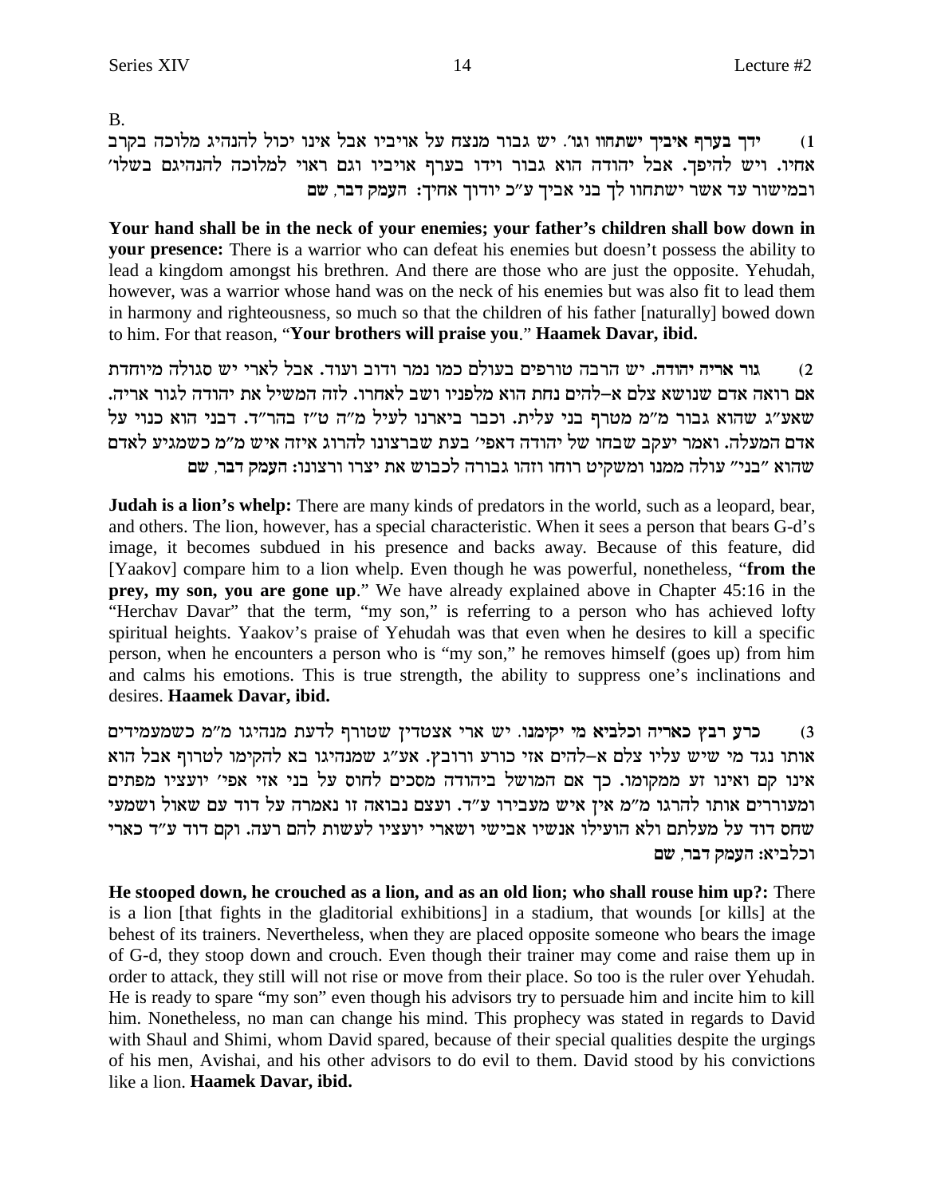B.

1) ידך בערף איביך ישתחוו וגו׳. יש גבור מנצח על אויביו אבל אינו יכול להנהיג מלוכה בקרב אחיו. ויש להיפך. אבל יהודה הוא גבור וידו בערף אויביו וגם ראוי למלוכה להנהיגם בשלו׳ ובמישור עד אשר ישתחוו לך בני אביך ע״כ יודוך אחיך: העמק דבר, שם

**Your hand shall be in the neck of your enemies; your father's children shall bow down in your presence:** There is a warrior who can defeat his enemies but doesn't possess the ability to lead a kingdom amongst his brethren. And there are those who are just the opposite. Yehudah, however, was a warrior whose hand was on the neck of his enemies but was also fit to lead them in harmony and righteousness, so much so that the children of his father [naturally] bowed down to him. For that reason, "**Your brothers will praise you**." **Haamek Davar, ibid.**

2) גור אריה יהודה. יש הרבה טורפים בעולם כמו נמר ודוב ועוד. אבל לארי יש סגולה מיוחדת אם רואה אדם שנושא צלם א–להים נחת הוא מלפניו ושב לאחרו. לזה המשיל את יהודה לגור אריה. שאע״ג שהוא גבור מ״מ מטרף בני עלית. וכבר ביארנו לעיל מ״ה ט״ז בהר״ד. דבני הוא כנוי על אדם המעלה. ואמר יעקב שבחו של יהודה דאפי׳ בעת שברצונו להרוג איזה איש מ״מ כשמגיע לאדם שהוא ״בני״ עולה ממנו ומשקיט רוחו וזהו גבורה לכבוש את יצרו ורצונו: העמק דבר, שם

**Judah is a lion's whelp:** There are many kinds of predators in the world, such as a leopard, bear, and others. The lion, however, has a special characteristic. When it sees a person that bears G-d's image, it becomes subdued in his presence and backs away. Because of this feature, did [Yaakov] compare him to a lion whelp. Even though he was powerful, nonetheless, "**from the prey, my son, you are gone up**." We have already explained above in Chapter 45:16 in the "Herchav Davar" that the term, "my son," is referring to a person who has achieved lofty spiritual heights. Yaakov's praise of Yehudah was that even when he desires to kill a specific person, when he encounters a person who is "my son," he removes himself (goes up) from him and calms his emotions. This is true strength, the ability to suppress one's inclinations and desires. **Haamek Davar, ibid.**

3) כרע רבץ כאריה וכלביא מי יקימנו. יש ארי אצטדין שטורף לדעת מנהיגו מ״מ כשמעמידים אותו נגד מי שיש עליו צלם א–להים אזי כורע ורובץ. אע״ג שמנהיגו בא להקימו לטרוף אבל הוא אינו קם ואינו זע ממקומו. כך אם המושל ביהודה מסכים לחוס על בני אזי אפי׳ יועציו מפתים ומעוררים אותו להרגו מ״מ אין איש מעבירו ע״ד. ועצם נבואה זו נאמרה על דוד עם שאול ושמעי שחס דוד על מעלתם ולא הועילו אנשיו אבישי ושארי יועציו לעשות להם רעה. וקם דוד ע״ד כארי וכלביא: העמק דבר, שם

**He stooped down, he crouched as a lion, and as an old lion; who shall rouse him up?:** There is a lion [that fights in the gladitorial exhibitions] in a stadium, that wounds [or kills] at the behest of its trainers. Nevertheless, when they are placed opposite someone who bears the image of G-d, they stoop down and crouch. Even though their trainer may come and raise them up in order to attack, they still will not rise or move from their place. So too is the ruler over Yehudah. He is ready to spare "my son" even though his advisors try to persuade him and incite him to kill him. Nonetheless, no man can change his mind. This prophecy was stated in regards to David with Shaul and Shimi, whom David spared, because of their special qualities despite the urgings of his men, Avishai, and his other advisors to do evil to them. David stood by his convictions like a lion. **Haamek Davar, ibid.**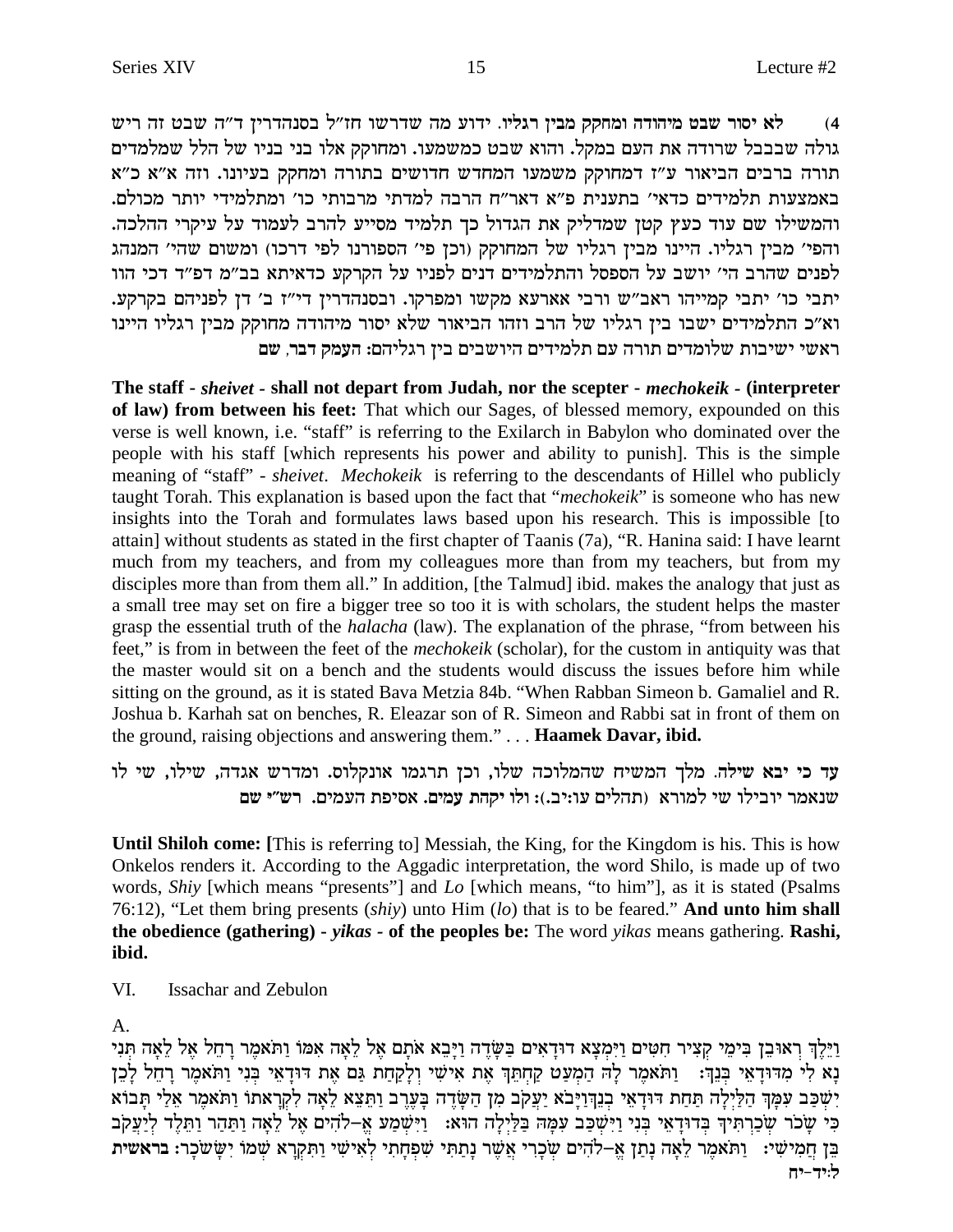4) **לא יסור שבט מיהודה ומחקק מבין רגליו.** ידוע מה שדרשו חז"ל בסנהדרין ד"ה שבט זה ריש גולה שבבבל שרודה את העם במקל. והוא שבט כמשמעו. ומחוקק אלו בני בניו של הלל שמלמדים תורה ברבים הביאור ע"ז דמחוקק משמעו המחדש חדושים בתורה ומחקק בעיונו. וזה א"א כ"א באמצעות תלמידים כדאי' בתענית פ"א דאר"ח הרבה למדתי מרבותי כו' ומתלמידי יותר מכולם. והמשילו שם עוד כעץ קטן שמדליק את הגדול כך תלמיד מסייע להרב לעמוד על עיקרי ההלכה. והפי' מבין רגליו. היינו מבין רגליו של המחוקק (וכן פי' הספורנו לפי דרכו) ומשום שהי' המנהג לפנים שהרב הי' יושב על הספסל והתלמידים דנים לפניו על הקרקע כדאיתא בב"מ דפ"ד דכי הוו יתבי כו' יתבי קמייהו ראב"ש ורבי אארעא מקשו ומפרקו. ובסנהדרין די"ז ב' דן לפניהם בקרקע. וא"כ התלמידים ישבו בין רגליו של הרב וזהו הביאור שלא יסור מיהודה מחוקק מבין רגליו היינו ראשי ישיבות שלומדים תורה עם תלמידים היושבים בין רגליהם: **העמק דבר, שם**

**The staff - *sheivet* - shall not depart from Judah, nor the scepter - *mechokeik* - (interpreter of law) from between his feet:** That which our Sages, of blessed memory, expounded on this verse is well known, i.e. "staff" is referring to the Exilarch in Babylon who dominated over the people with his staff [which represents his power and ability to punish]. This is the simple meaning of "staff" - *sheivet*. *Mechokeik* is referring to the descendants of Hillel who publicly taught Torah. This explanation is based upon the fact that "*mechokeik*" is someone who has new insights into the Torah and formulates laws based upon his research. This is impossible [to attain] without students as stated in the first chapter of Taanis (7a), "R. Hanina said: I have learnt much from my teachers, and from my colleagues more than from my teachers, but from my disciples more than from them all." In addition, [the Talmud] ibid. makes the analogy that just as a small tree may set on fire a bigger tree so too it is with scholars, the student helps the master grasp the essential truth of the *halacha* (law). The explanation of the phrase, "from between his feet," is from in between the feet of the *mechokeik* (scholar), for the custom in antiquity was that the master would sit on a bench and the students would discuss the issues before him while sitting on the ground, as it is stated Bava Metzia 84b. "When Rabban Simeon b. Gamaliel and R. Joshua b. Karhah sat on benches, R. Eleazar son of R. Simeon and Rabbi sat in front of them on the ground, raising objections and answering them." . . . **Haamek Davar, ibid.**

**עד כי יבא שילה.** מלך המשיח שהמלוכה שלו, וכן תרגמו אונקלוס. ומדרש אגדה, שילו, שי לו שנאמר יובילו שי למורא (תהלים עו:יב.): **ולו יקהת עמים.** אסיפת העמים. **רש"י שם**

**Until Shiloh come: [**This is referring to] Messiah, the King, for the Kingdom is his. This is how Onkelos renders it. According to the Aggadic interpretation, the word Shilo, is made up of two words, *Shiy* [which means "presents"] and *Lo* [which means, "to him"], as it is stated (Psalms 76:12), "Let them bring presents (*shiy*) unto Him (*lo*) that is to be feared." **And unto him shall the obedience (gathering) - *yikas* - of the peoples be:** The word *yikas* means gathering. **Rashi, ibid.**

VI. Issachar and Zebulon

A.

וַיֵּלֶךְ רְאוּבֵן בִּימֵי קְצִיר חִטִּים וַיִּמְצָא דוּדָאִים בַּשָּׂדֶה וַיָּבֵא אֹתָם אֶל לֵאָה אִמּוֹ וַתֹּאמֶר רָחֵל אֶל לֵאָה תְּנִי נָא לִי מִדּוּדָאֵי בְּנֵךְ: וַתֹּאמֶר לָהּ הַמְעַט קַחְתֵּךְ אֶת אִישִׁי וְלָקַחַת גַּם אֶת דּוּדָאֵי בְּנִי וַתֹּאמֶר רָחֵל לָכֵן יִשְׁכַּב עִמָּךְ הַלַּיְלָה תַּחַת דּוּדָאֵי בְנֵךְ: וַיָּבֹא יַעֲקֹב מִן הַשָּׂדֶה בָּעֶרֶב וַתֵּצֵא לֵאָה לִקְרָאתוֹ וַתֹּאמֶר אֵלַי תָּבוֹא כִּי שָׂכֹר שְׂכַרְתִּיךָ בְּדוּדָאֵי בְּנִי וַיִּשְׁכַּב עִמָּהּ בַּלַּיְלָה הוּא: וַיִּשְׁמַע אֱ–לֹהִים אֶל לֵאָה וַתַּהַר וַתֵּלֶד לְיַעֲקֹב בֵּן חֲמִישִׁי: וַתֹּאמֶר לֵאָה נָתַן אֱ–לֹהִים שְׂכָרִי אֲשֶׁר נָתַתִּי שִׁפְחָתִי לְאִישִׁי וַתִּקְרָא שְׁמוֹ יִשָּׂשכָר: **בראשית ל:יד-יח**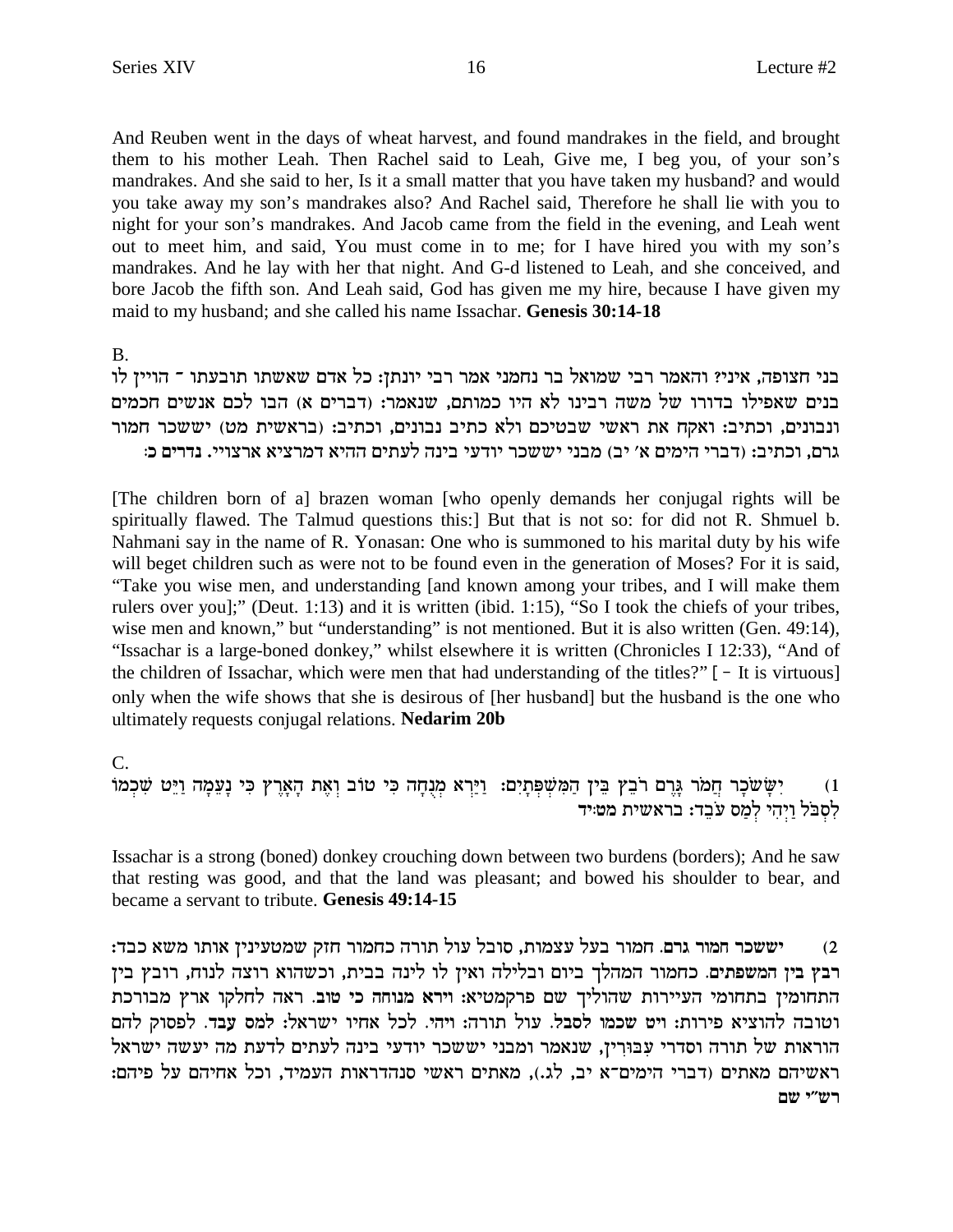And Reuben went in the days of wheat harvest, and found mandrakes in the field, and brought them to his mother Leah. Then Rachel said to Leah, Give me, I beg you, of your son's mandrakes. And she said to her, Is it a small matter that you have taken my husband? and would you take away my son's mandrakes also? And Rachel said, Therefore he shall lie with you to night for your son's mandrakes. And Jacob came from the field in the evening, and Leah went out to meet him, and said, You must come in to me; for I have hired you with my son's mandrakes. And he lay with her that night. And G-d listened to Leah, and she conceived, and bore Jacob the fifth son. And Leah said, God has given me my hire, because I have given my maid to my husband; and she called his name Issachar. **Genesis 30:14-18**

B.

בני חצופה, איני? והאמר רבי שמואל בר נחמני אמר רבי יונתן: כל אדם שאשתו תובעתו ־ הויין לו בנים שאפילו בדורו של משה רבינו לא היו כמותם, שנאמר: (דברים א) הבו לכם אנשים חכמים ונבונים, וכתיב: ואקח את ראשי שבטיכם ולא כתיב נבונים, וכתיב: (בראשית מט) יששכר חמור גרם, וכתיב: (דברי הימים א׳ יב) מבני יששכר יודעי בינה לעתים ההיא דמרציא ארצויי. נדרים כ:

[The children born of a] brazen woman [who openly demands her conjugal rights will be spiritually flawed. The Talmud questions this:] But that is not so: for did not R. Shmuel b. Nahmani say in the name of R. Yonasan: One who is summoned to his marital duty by his wife will beget children such as were not to be found even in the generation of Moses? For it is said, "Take you wise men, and understanding [and known among your tribes, and I will make them rulers over you];" (Deut. 1:13) and it is written (ibid. 1:15), "So I took the chiefs of your tribes, wise men and known," but "understanding" is not mentioned. But it is also written (Gen. 49:14), "Issachar is a large-boned donkey," whilst elsewhere it is written (Chronicles I 12:33), "And of the children of Issachar, which were men that had understanding of the titles?" [ – It is virtuous] only when the wife shows that she is desirous of [her husband] but the husband is the one who ultimately requests conjugal relations. **Nedarim 20b**

C.

1) יִשָּׂשכָר חֲמֹר גָּרֶם רֹבֵץ בֵּין הַמִּשְׁפְּתָיִם: וַיַּרְא מְנֻחָה כִּי טוֹב וְאֶת הָאָרֶץ כִּי נָעֵמָה וַיֵּט שִׁכְמוֹ לִסְבֹּל וַיְהִי לְמַס עֹבֵד: בראשית מט:יד

Issachar is a strong (boned) donkey crouching down between two burdens (borders); And he saw that resting was good, and that the land was pleasant; and bowed his shoulder to bear, and became a servant to tribute. **Genesis 49:14-15**

2) **יששכר חמור גרם.** חמור בעל עצמות, סובל עול תורה כחמור חזק שמטעינין אותו משא כבד: **רבץ בין המשפתים.** כחמור המהלך ביום ובלילה ואין לו לינה בבית, וכשהוא רוצה לנוח, רובץ בין התחומין בתחומי העיירות שהוליך שם פרקמטיא: **וירא מנוחה כי טוב.** ראה לחלקו ארץ מבורכת וטובה להוציא פירות: **ויט שכמו לסבל.** עול תורה: **ויהי.** לכל אחיו ישראל: **למס עבד.** לפסוק להם הוראות של תורה וסדרי עִבּוּרִין, שנאמר ומבני יששכר יודעי בינה לעתים לדעת מה יעשה ישראל ראשיהם מאתים (דברי הימים־א יב, לג.), מאתים ראשי סנהדראות העמיד, וכל אחיהם על פיהם: רש״י שם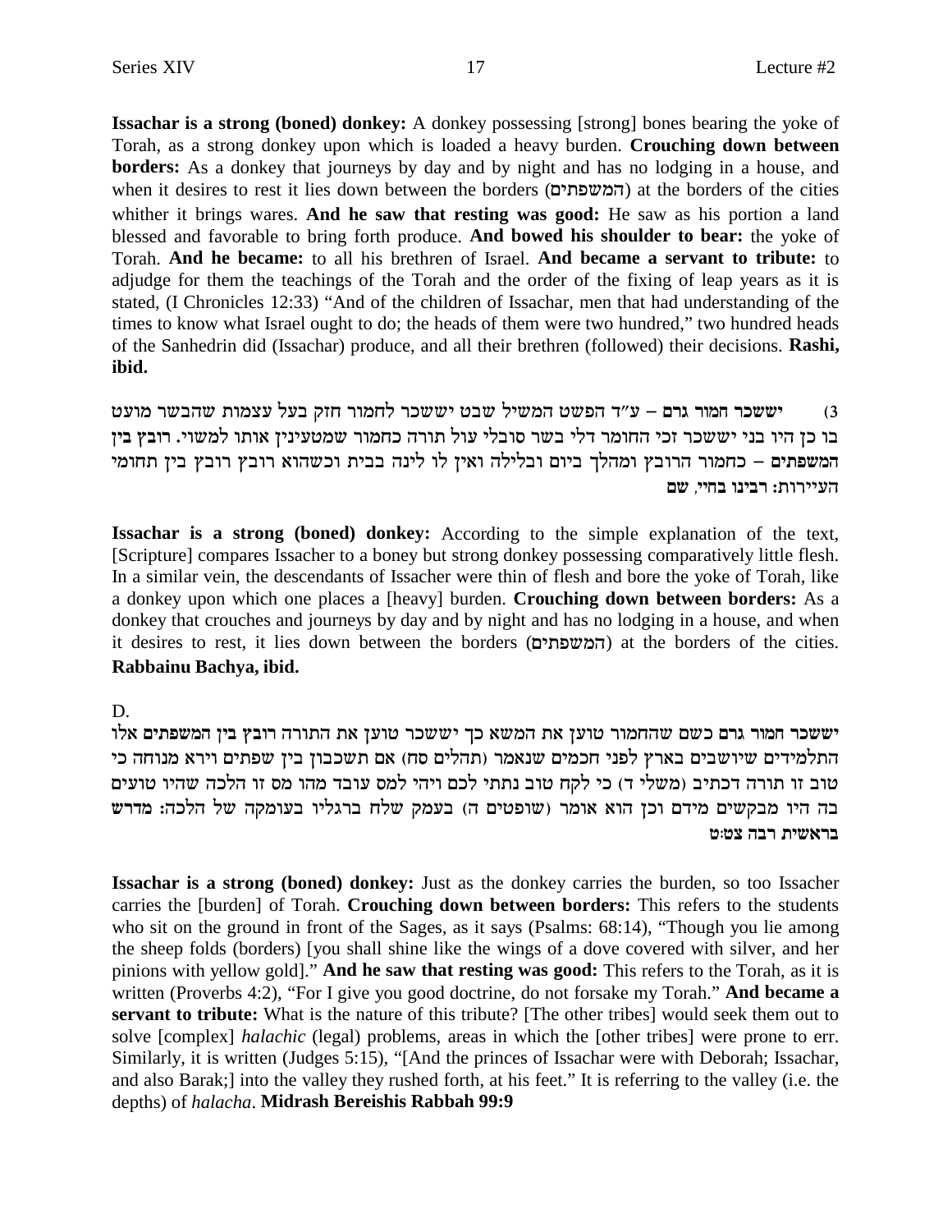**Issachar is a strong (boned) donkey:** A donkey possessing [strong] bones bearing the yoke of Torah, as a strong donkey upon which is loaded a heavy burden. **Crouching down between borders:** As a donkey that journeys by day and by night and has no lodging in a house, and when it desires to rest it lies down between the borders (המשפתים) at the borders of the cities whither it brings wares. **And he saw that resting was good:** He saw as his portion a land blessed and favorable to bring forth produce. **And bowed his shoulder to bear:** the yoke of Torah. **And he became:** to all his brethren of Israel. **And became a servant to tribute:** to adjudge for them the teachings of the Torah and the order of the fixing of leap years as it is stated, (I Chronicles 12:33) "And of the children of Issachar, men that had understanding of the times to know what Israel ought to do; the heads of them were two hundred," two hundred heads of the Sanhedrin did (Issachar) produce, and all their brethren (followed) their decisions. **Rashi, ibid.**

3) **יששכר חמור גרם** – ע"ד הפשט המשיל שבט יששכר לחמור חזק בעל עצמות שהבשר מועט בו כן היו בני יששכר זכי החומר דלי בשר סובלי עול תורה כחמור שמטעינין אותו למשוי. **רובץ בין המשפתים** – כחמור הרובץ ומהלך ביום ובלילה ואין לו לינה בבית וכשהוא רובץ רובץ בין תחומי העיירות: **רבינו בחיי, שם**

**Issachar is a strong (boned) donkey:** According to the simple explanation of the text, [Scripture] compares Issacher to a boney but strong donkey possessing comparatively little flesh. In a similar vein, the descendants of Issacher were thin of flesh and bore the yoke of Torah, like a donkey upon which one places a [heavy] burden. **Crouching down between borders:** As a donkey that crouches and journeys by day and by night and has no lodging in a house, and when it desires to rest, it lies down between the borders (המשפתים) at the borders of the cities. **Rabbainu Bachya, ibid.**

D.

**יששכר חמור גרם** כשם שהחמור טוען את המשא כך יששכר טוען את התורה **רובץ בין המשפתים** אלו התלמידים שיושבים בארץ לפני חכמים שנאמר (תהלים סח) אם תשכבון בין שפתים **וירא מנוחה כי טוב** זו תורה דכתיב (משלי ד) כי לקח טוב נתתי לכם **ויהי למס עובד** מהו מס זו הלכה שהיו טועים בה היו מבקשים מידם וכן הוא אומר (שופטים ה) בעמק שלח ברגליו בעומקה של הלכה: **מדרש בראשית רבה צט:ט**

**Issachar is a strong (boned) donkey:** Just as the donkey carries the burden, so too Issacher carries the [burden] of Torah. **Crouching down between borders:** This refers to the students who sit on the ground in front of the Sages, as it says (Psalms: 68:14), "Though you lie among the sheep folds (borders) [you shall shine like the wings of a dove covered with silver, and her pinions with yellow gold]." **And he saw that resting was good:** This refers to the Torah, as it is written (Proverbs 4:2), "For I give you good doctrine, do not forsake my Torah." **And became a servant to tribute:** What is the nature of this tribute? [The other tribes] would seek them out to solve [complex] *halachic* (legal) problems, areas in which the [other tribes] were prone to err. Similarly, it is written (Judges 5:15), "[And the princes of Issachar were with Deborah; Issachar, and also Barak;] into the valley they rushed forth, at his feet." It is referring to the valley (i.e. the depths) of *halacha*. **Midrash Bereishis Rabbah 99:9**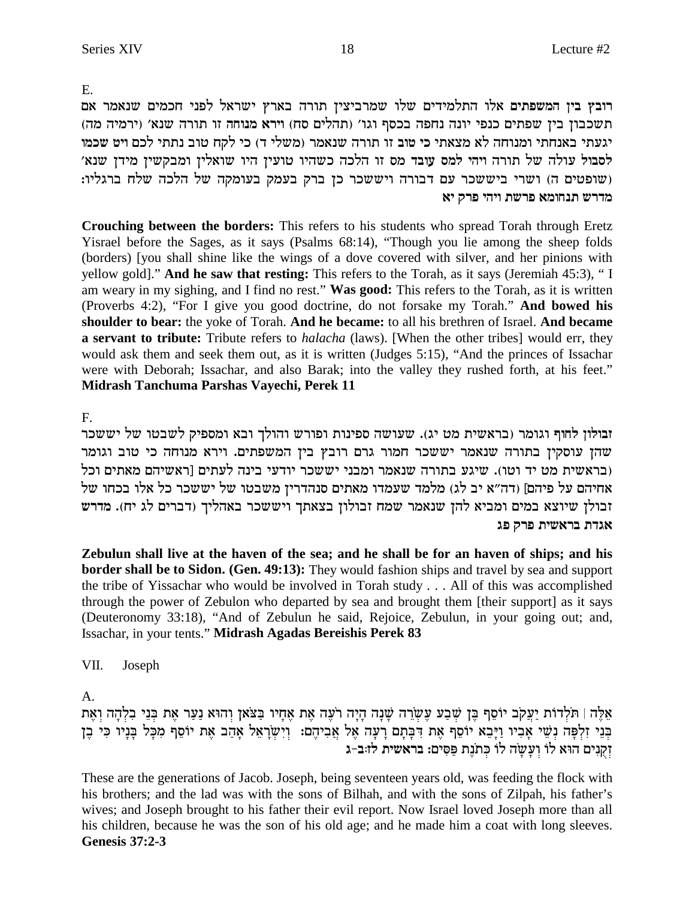E.

**רובץ בין המשפתים** אלו התלמידים שלו שמרביצין תורה בארץ ישראל לפני חכמים שנאמר אם תשכבון בין שפתים כנפי יונה נחפה בכסף וגו׳ (תהלים סח) **וירא מנוחה** זו תורה שנא׳ (ירמיה מה) יגעתי באנחתי ומנוחה לא מצאתי **כי טוב** זו תורה שנאמר (משלי ד) כי לקח טוב נתתי לכם **ויט שכמו** לסבול עולה של תורה **ויהי למס עובד** מס זו הלכה כשהיו טועין היו שואלין ומבקשין מידן שנא׳ (שופטים ה) ושרי בישׂשכר עם דבורה וישׂשכר כן ברק בעמק בעומקה של הלכה שלח ברגליו:
**מדרש תנחומא פרשת ויהי פרק יא**

**Crouching between the borders:** This refers to his students who spread Torah through Eretz Yisrael before the Sages, as it says (Psalms 68:14), "Though you lie among the sheep folds (borders) [you shall shine like the wings of a dove covered with silver, and her pinions with yellow gold]." **And he saw that resting:** This refers to the Torah, as it says (Jeremiah 45:3), " I am weary in my sighing, and I find no rest." **Was good:** This refers to the Torah, as it is written (Proverbs 4:2), "For I give you good doctrine, do not forsake my Torah." **And bowed his shoulder to bear:** the yoke of Torah. **And he became:** to all his brethren of Israel. **And became a servant to tribute:** Tribute refers to *halacha* (laws). [When the other tribes] would err, they would ask them and seek them out, as it is written (Judges 5:15), "And the princes of Issachar were with Deborah; Issachar, and also Barak; into the valley they rushed forth, at his feet." **Midrash Tanchuma Parshas Vayechi, Perek 11**

F.

**זבולון לחוף וגומר** (בראשית מט יג). שעושה ספינות ופורש והולך ובא ומספיק לשבטו של יששכר שהן עוסקין בתורה שנאמר יששכר חמור גרם רובץ בין המשפתים. וירא מנוחה כי טוב וגומר (בראשית מט יד וטו). שיגע בתורה שנאמר ומבני יששכר יודעי בינה לעתים [ראשיהם מאתים וכל אחיהם על פיהם] (דה"א יב לג) מלמד שעמדו מאתים סנהדרין משבטו של יששכר כל אלו בכחו של זבולן שיוצא במים ומביא להן שנאמר שמח זבולון בצאתך ויששכר באהליך (דברים לג יח). **מדרש אגדת בראשית פרק פג**

**Zebulun shall live at the haven of the sea; and he shall be for an haven of ships; and his border shall be to Sidon. (Gen. 49:13):** They would fashion ships and travel by sea and support the tribe of Yissachar who would be involved in Torah study . . . All of this was accomplished through the power of Zebulon who departed by sea and brought them [their support] as it says (Deuteronomy 33:18), "And of Zebulun he said, Rejoice, Zebulun, in your going out; and, Issachar, in your tents." **Midrash Agadas Bereishis Perek 83**

VII. Joseph

A.

אֵלֶּה | תֹּלְדוֹת יַעֲקֹב יוֹסֵף בֶּן שְׁבַע עֶשְׂרֵה שָׁנָה הָיָה רֹעֶה אֶת אֶחָיו בַּצֹּאן וְהוּא נַעַר אֶת בְּנֵי בִלְהָה וְאֶת בְּנֵי זִלְפָּה נְשֵׁי אָבִיו וַיָּבֵא יוֹסֵף אֶת דִּבָּתָם רָעָה אֶל אֲבִיהֶם: וְיִשְׂרָאֵל אָהַב אֶת יוֹסֵף מִכָּל בָּנָיו כִּי בֶן זְקֻנִים הוּא לוֹ וְעָשָׂה לוֹ כְּתֹנֶת פַּסִּים: **בראשית לז:ב-ג**

These are the generations of Jacob. Joseph, being seventeen years old, was feeding the flock with his brothers; and the lad was with the sons of Bilhah, and with the sons of Zilpah, his father's wives; and Joseph brought to his father their evil report. Now Israel loved Joseph more than all his children, because he was the son of his old age; and he made him a coat with long sleeves. **Genesis 37:2-3**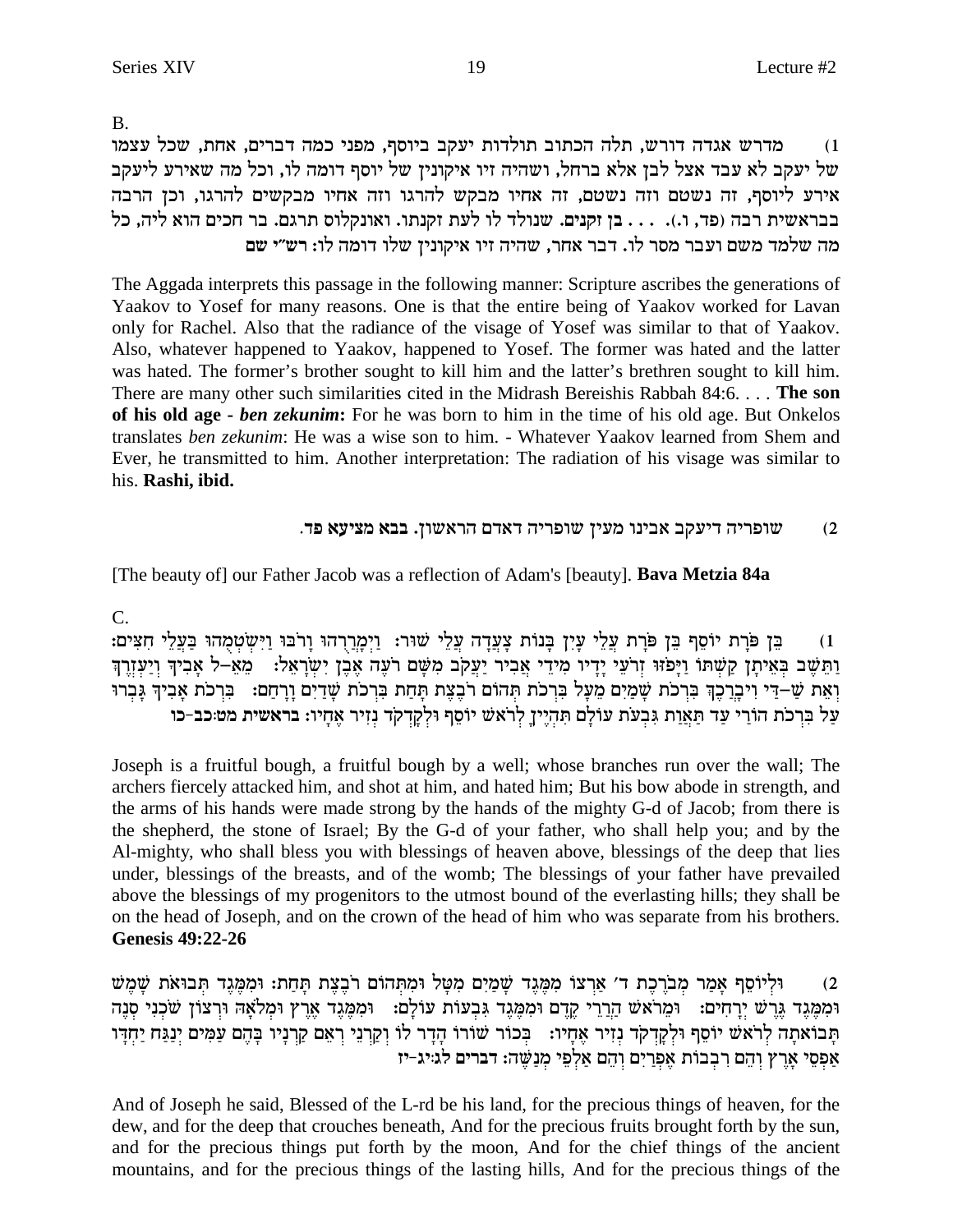B.

1) מדרש אגדה דורש, תלה הכתוב תולדות יעקב ביוסף, מפני כמה דברים, אחת, שכל עצמו של יעקב לא עבד אצל לבן אלא ברחל, ושהיה זיו איקונין של יוסף דומה לו, וכל מה שאירע ליעקב אירע ליוסף, זה נשטם וזה נשטם, זה אחיו מבקש להרגו וזה אחיו מבקשים להרגו, וכן הרבה בבראשית רבה (פד, ו.). . . . בן זקנים. שנולד לו לעת זקנתו. ואונקלוס תרגם. בר חכים הוא ליה, כל מה שלמד משם ועבר מסר לו. דבר אחר, שהיה זיו איקונין שלו דומה לו: רש"י שם

The Aggada interprets this passage in the following manner: Scripture ascribes the generations of Yaakov to Yosef for many reasons. One is that the entire being of Yaakov worked for Lavan only for Rachel. Also that the radiance of the visage of Yosef was similar to that of Yaakov. Also, whatever happened to Yaakov, happened to Yosef. The former was hated and the latter was hated. The former's brother sought to kill him and the latter's brethren sought to kill him. There are many other such similarities cited in the Midrash Bereishis Rabbah 84:6. . . . **The son of his old age - *ben zekunim*:** For he was born to him in the time of his old age. But Onkelos translates *ben zekunim*: He was a wise son to him. - Whatever Yaakov learned from Shem and Ever, he transmitted to him. Another interpretation: The radiation of his visage was similar to his. **Rashi, ibid.**

2) שופריה דיעקב אבינו מעין שופריה דאדם הראשון. **בבא מציעא פד.**

[The beauty of] our Father Jacob was a reflection of Adam's [beauty]. **Bava Metzia 84a**

C.

1) בֵּן פֹּרָת יוֹסֵף בֵּן פֹּרָת עֲלֵי עָיִן בָּנוֹת צָעֲדָה עֲלֵי שׁוּר: וַיְמָרְרֻהוּ וָרֹבּוּ וַיִּשְׂטְמֻהוּ בַּעֲלֵי חִצִּים: וַתֵּשֶׁב בְּאֵיתָן קַשְׁתּוֹ וַיָּפֹזּוּ זְרֹעֵי יָדָיו מִידֵי אֲבִיר יַעֲקֹב מִשָּׁם רֹעֶה אֶבֶן יִשְׂרָאֵל: מֵאֵ-ל אָבִיךָ וְיַעְזְרֶךָּ וְאֵת שַׁ-דַּי וִיבָרְכֶךָּ בִּרְכֹת שָׁמַיִם מֵעָל בִּרְכֹת תְּהוֹם רֹבֶצֶת תָּחַת בִּרְכֹת שָׁדַיִם וָרָחַם: בִּרְכֹת אָבִיךָ גָּבְרוּ עַל בִּרְכֹת הוֹרַי עַד תַּאֲוַת גִּבְעֹת עוֹלָם תִּהְיֶיןָ לְרֹאשׁ יוֹסֵף וּלְקָדְקֹד נְזִיר אֶחָיו: **בראשית מט:כב-כו**

Joseph is a fruitful bough, a fruitful bough by a well; whose branches run over the wall; The archers fiercely attacked him, and shot at him, and hated him; But his bow abode in strength, and the arms of his hands were made strong by the hands of the mighty G-d of Jacob; from there is the shepherd, the stone of Israel; By the G-d of your father, who shall help you; and by the Al-mighty, who shall bless you with blessings of heaven above, blessings of the deep that lies under, blessings of the breasts, and of the womb; The blessings of your father have prevailed above the blessings of my progenitors to the utmost bound of the everlasting hills; they shall be on the head of Joseph, and on the crown of the head of him who was separate from his brothers. **Genesis 49:22-26**

2) וּלְיוֹסֵף אָמַר מְבֹרֶכֶת ד' אַרְצוֹ מִמֶּגֶד שָׁמַיִם מִטָּל וּמִתְּהוֹם רֹבֶצֶת תָּחַת: וּמִמֶּגֶד תְּבוּאֹת שָׁמֶשׁ וּמִמֶּגֶד גֶּרֶשׁ יְרָחִים: וּמֵרֹאשׁ הַרְרֵי קֶדֶם וּמִמֶּגֶד גִּבְעוֹת עוֹלָם: וּמִמֶּגֶד אֶרֶץ וּמְלֹאָהּ וּרְצוֹן שֹׁכְנִי סְנֶה תָּבוֹאתָה לְרֹאשׁ יוֹסֵף וּלְקָדְקֹד נְזִיר אֶחָיו: בְּכוֹר שׁוֹרוֹ הָדָר לוֹ וְקַרְנֵי רְאֵם קַרְנָיו בָּהֶם עַמִּים יְנַגַּח יַחְדָּו אַפְסֵי אָרֶץ וְהֵם רִבְבוֹת אֶפְרַיִם וְהֵם אַלְפֵי מְנַשֶּׁה: **דברים לג:יג-יז**

And of Joseph he said, Blessed of the L-rd be his land, for the precious things of heaven, for the dew, and for the deep that crouches beneath, And for the precious fruits brought forth by the sun, and for the precious things put forth by the moon, And for the chief things of the ancient mountains, and for the precious things of the lasting hills, And for the precious things of the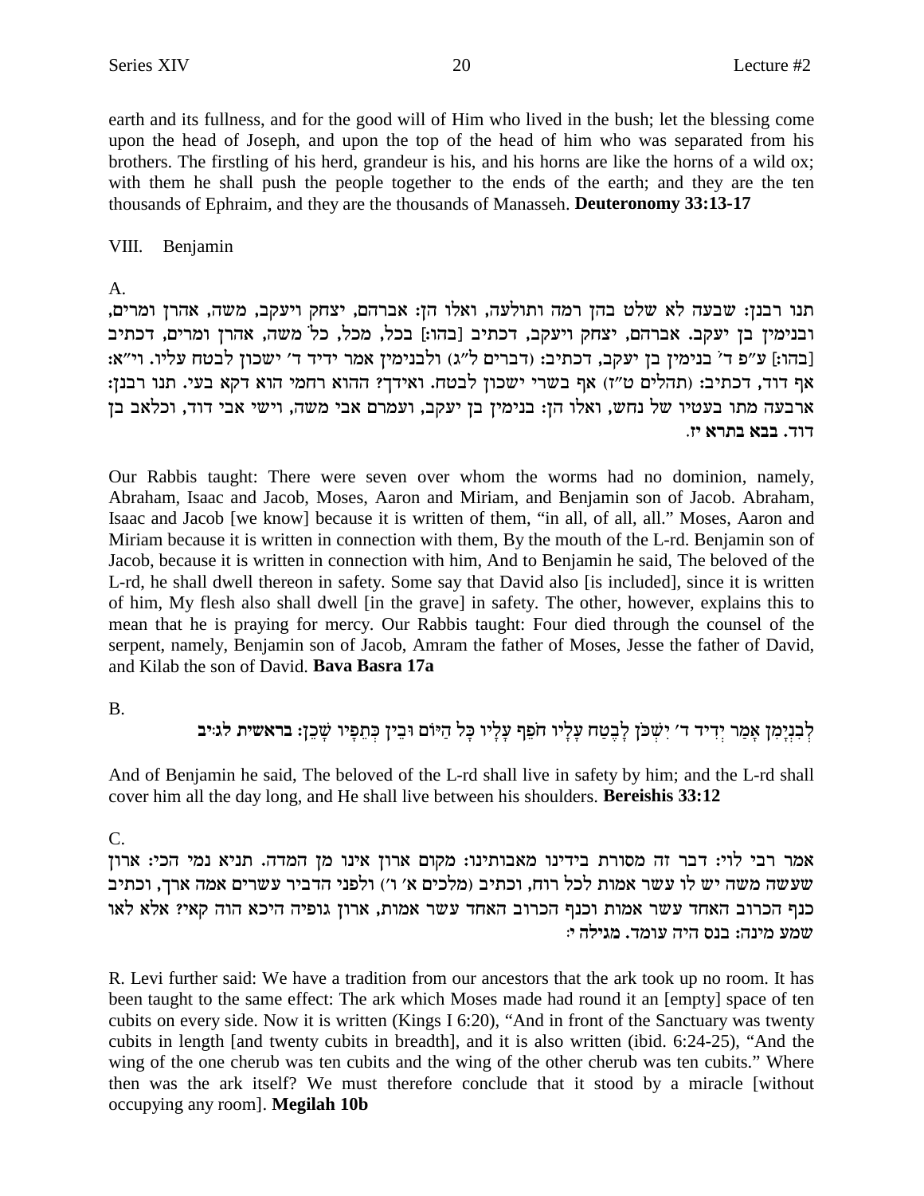earth and its fullness, and for the good will of Him who lived in the bush; let the blessing come upon the head of Joseph, and upon the top of the head of him who was separated from his brothers. The firstling of his herd, grandeur is his, and his horns are like the horns of a wild ox; with them he shall push the people together to the ends of the earth; and they are the ten thousands of Ephraim, and they are the thousands of Manasseh. **Deuteronomy 33:13-17**

VIII. Benjamin

A.

תנו רבנן: שבעה לא שלט בהן רמה ותולעה, ואלו הן: אברהם, יצחק ויעקב, משה, אהרן ומרים, ובנימין בן יעקב. אברהם, יצחק ויעקב, דכתיב [בהו:] בכל, מכל, כל משה, אהרן ומרים, דכתיב [בהו:] ע"פ ד' בנימין בן יעקב, דכתיב: (דברים ל"ג) ולבנימין אמר ידיד ד' ישכון לבטח עליו. וי"א: אף דוד, דכתיב: (תהלים ט"ז) אף בשרי ישכון לבטח. ואידך? ההוא רחמי הוא דקא בעי. תנו רבנן: ארבעה מתו בעטיו של נחש, ואלו הן: בנימין בן יעקב, ועמרם אבי משה, וישי אבי דוד, וכלאב בן דוד. **בבא בתרא יז.**

Our Rabbis taught: There were seven over whom the worms had no dominion, namely, Abraham, Isaac and Jacob, Moses, Aaron and Miriam, and Benjamin son of Jacob. Abraham, Isaac and Jacob [we know] because it is written of them, "in all, of all, all." Moses, Aaron and Miriam because it is written in connection with them, By the mouth of the L-rd. Benjamin son of Jacob, because it is written in connection with him, And to Benjamin he said, The beloved of the L-rd, he shall dwell thereon in safety. Some say that David also [is included], since it is written of him, My flesh also shall dwell [in the grave] in safety. The other, however, explains this to mean that he is praying for mercy. Our Rabbis taught: Four died through the counsel of the serpent, namely, Benjamin son of Jacob, Amram the father of Moses, Jesse the father of David, and Kilab the son of David. **Bava Basra 17a**

B.

לְבִנְיָמִן אָמַר יְדִיד ד' יִשְׁכֹּן לָבֶטַח עָלָיו חֹפֵף עָלָיו כָּל הַיּוֹם וּבֵין כְּתֵפָיו שָׁכֵן: **בראשית לג:יב**

And of Benjamin he said, The beloved of the L-rd shall live in safety by him; and the L-rd shall cover him all the day long, and He shall live between his shoulders. **Bereishis 33:12**

C.

אמר רבי לוי: דבר זה מסורת בידינו מאבותינו: מקום ארון אינו מן המדה. תניא נמי הכי: ארון שעשה משה יש לו עשר אמות לכל רוח, וכתיב (מלכים א' ו') ולפני הדביר עשרים אמה ארך, וכתיב כנף הכרוב האחד עשר אמות וכנף הכרוב האחד עשר אמות, ארון גופיה היכא הוה קאי? אלא לאו שמע מינה: בנס היה עומד. **מגילה י:**

R. Levi further said: We have a tradition from our ancestors that the ark took up no room. It has been taught to the same effect: The ark which Moses made had round it an [empty] space of ten cubits on every side. Now it is written (Kings I 6:20), "And in front of the Sanctuary was twenty cubits in length [and twenty cubits in breadth], and it is also written (ibid. 6:24-25), "And the wing of the one cherub was ten cubits and the wing of the other cherub was ten cubits." Where then was the ark itself? We must therefore conclude that it stood by a miracle [without occupying any room]. **Megilah 10b**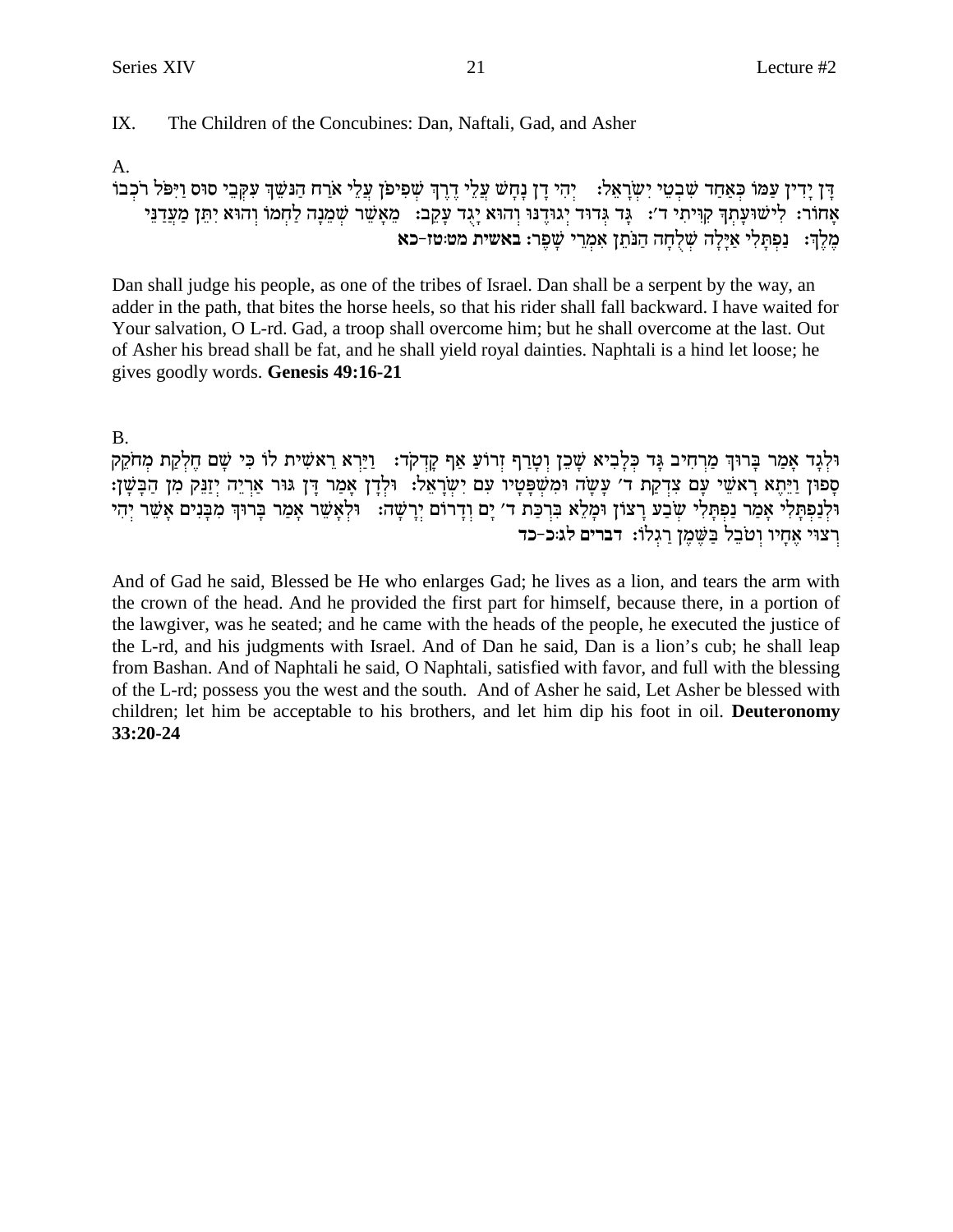IX. The Children of the Concubines: Dan, Naftali, Gad, and Asher

A.

דָּן יָדִין עַמּוֹ כְּאַחַד שִׁבְטֵי יִשְׂרָאֵל: יְהִי דָן נָחָשׁ עֲלֵי דֶרֶךְ שְׁפִיפֹן עֲלֵי אֹרַח הַנֹּשֵׁךְ עִקְּבֵי סוּס וַיִּפֹּל רֹכְבוֹ אָחוֹר: לִישׁוּעָתְךָ קִוִּיתִי ד׳: גָּד גְּדוּד יְגוּדֶנּוּ וְהוּא יָגֻד עָקֵב: מֵאָשֵׁר שְׁמֵנָה לַחְמוֹ וְהוּא יִתֵּן מַעֲדַנֵּי מֶלֶךְ: נַפְתָּלִי אַיָּלָה שְׁלֻחָה הַנֹּתֵן אִמְרֵי שָׁפֶר: **באשית מט:טז-כא**

Dan shall judge his people, as one of the tribes of Israel. Dan shall be a serpent by the way, an adder in the path, that bites the horse heels, so that his rider shall fall backward. I have waited for Your salvation, O L-rd. Gad, a troop shall overcome him; but he shall overcome at the last. Out of Asher his bread shall be fat, and he shall yield royal dainties. Naphtali is a hind let loose; he gives goodly words. **Genesis 49:16-21**

B.

וּלְגָד אָמַר בָּרוּךְ מַרְחִיב גָּד כְּלָבִיא שָׁכֵן וְטָרַף זְרוֹעַ אַף קָדְקֹד: וַיַּרְא רֵאשִׁית לוֹ כִּי שָׁם חֶלְקַת מְחֹקֵק סָפוּן וַיֵּתֵא רָאשֵׁי עָם צִדְקַת ד׳ עָשָׂה וּמִשְׁפָּטָיו עִם יִשְׂרָאֵל: וּלְדָן אָמַר דָּן גּוּר אַרְיֵה יְזַנֵּק מִן הַבָּשָׁן: וּלְנַפְתָּלִי אָמַר נַפְתָּלִי שְׂבַע רָצוֹן וּמָלֵא בִּרְכַּת ד׳ יָם וְדָרוֹם יְרָשָׁה: וּלְאָשֵׁר אָמַר בָּרוּךְ מִבָּנִים אָשֵׁר יְהִי רְצוּי אֶחָיו וְטֹבֵל בַּשֶּׁמֶן רַגְלוֹ: **דברים לג:כ-כד**

And of Gad he said, Blessed be He who enlarges Gad; he lives as a lion, and tears the arm with the crown of the head. And he provided the first part for himself, because there, in a portion of the lawgiver, was he seated; and he came with the heads of the people, he executed the justice of the L-rd, and his judgments with Israel. And of Dan he said, Dan is a lion's cub; he shall leap from Bashan. And of Naphtali he said, O Naphtali, satisfied with favor, and full with the blessing of the L-rd; possess you the west and the south. And of Asher he said, Let Asher be blessed with children; let him be acceptable to his brothers, and let him dip his foot in oil. **Deuteronomy 33:20-24**